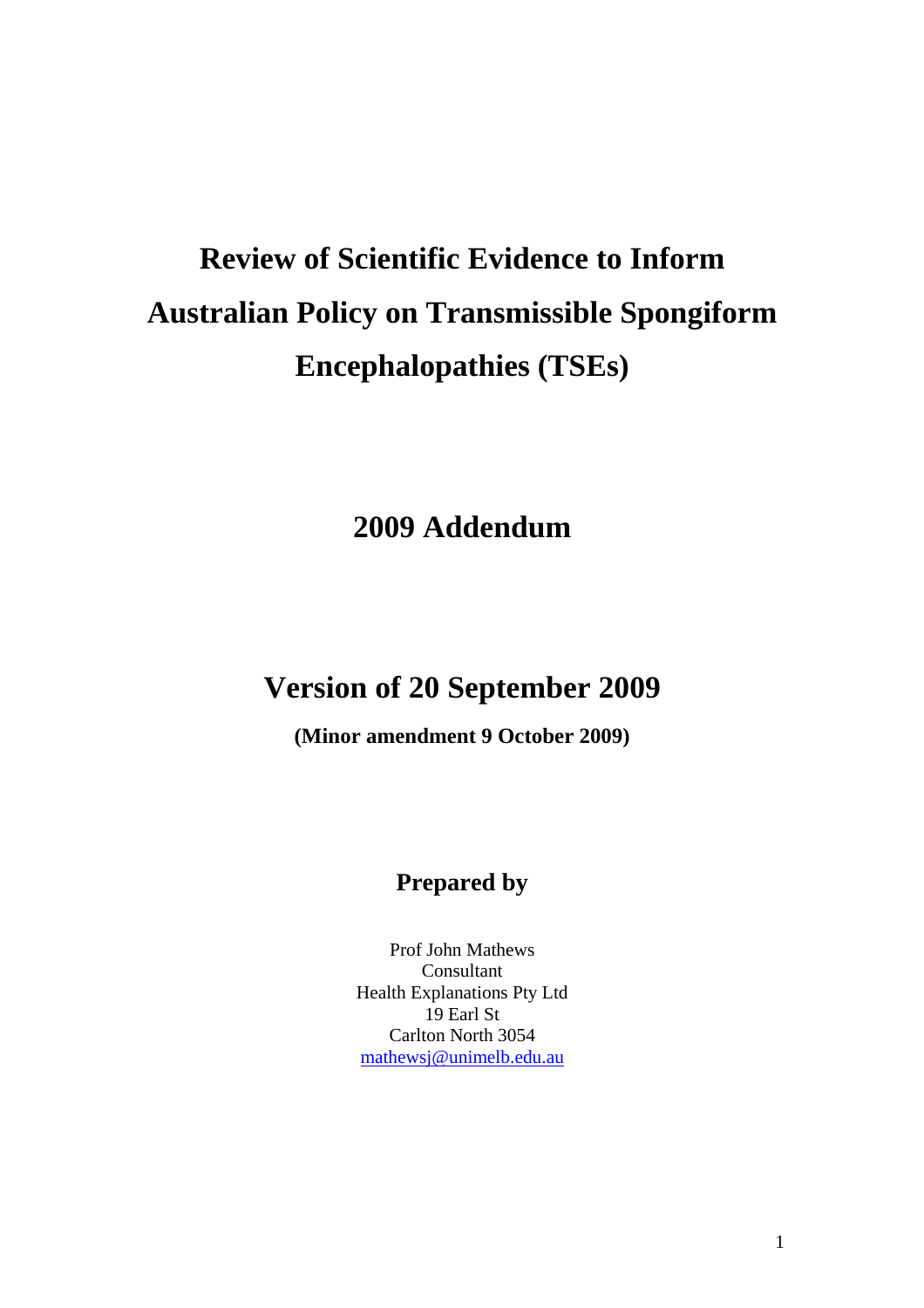# Review of Scientific Evidence to Inform Australian Policy on Transmissible Spongiform Encephalopathies (TSEs)

## 2009 Addendum

## Version of 20 September 2009

**(Minor amendment 9 October 2009)**

### Prepared by

Prof John Mathews
Consultant
Health Explanations Pty Ltd
19 Earl St
Carlton North 3054
mathewsj@unimelb.edu.au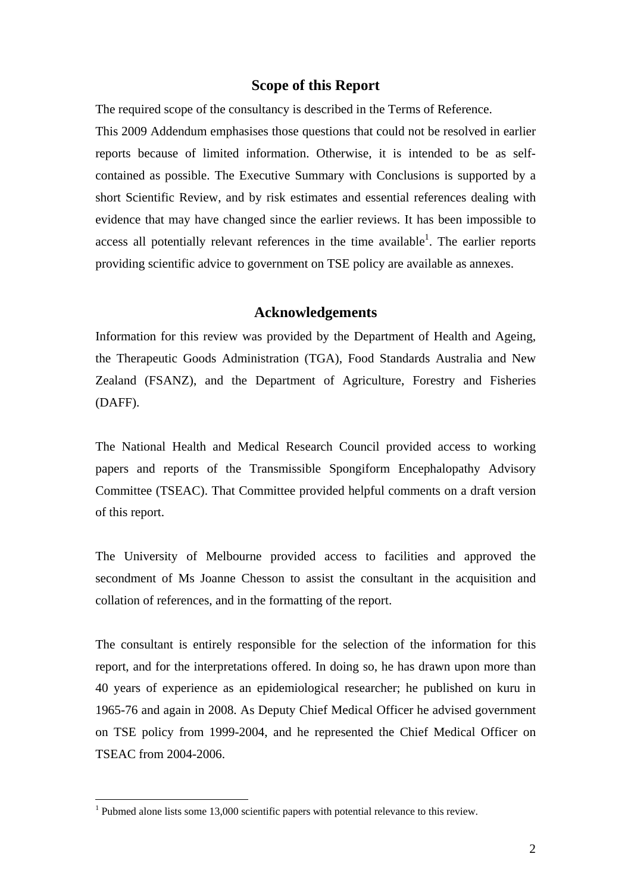## Scope of this Report

The required scope of the consultancy is described in the Terms of Reference.

This 2009 Addendum emphasises those questions that could not be resolved in earlier reports because of limited information. Otherwise, it is intended to be as self-contained as possible. The Executive Summary with Conclusions is supported by a short Scientific Review, and by risk estimates and essential references dealing with evidence that may have changed since the earlier reviews. It has been impossible to access all potentially relevant references in the time available[1]. The earlier reports providing scientific advice to government on TSE policy are available as annexes.

## Acknowledgements

Information for this review was provided by the Department of Health and Ageing, the Therapeutic Goods Administration (TGA), Food Standards Australia and New Zealand (FSANZ), and the Department of Agriculture, Forestry and Fisheries (DAFF).

The National Health and Medical Research Council provided access to working papers and reports of the Transmissible Spongiform Encephalopathy Advisory Committee (TSEAC). That Committee provided helpful comments on a draft version of this report.

The University of Melbourne provided access to facilities and approved the secondment of Ms Joanne Chesson to assist the consultant in the acquisition and collation of references, and in the formatting of the report.

The consultant is entirely responsible for the selection of the information for this report, and for the interpretations offered. In doing so, he has drawn upon more than 40 years of experience as an epidemiological researcher; he published on kuru in 1965-76 and again in 2008. As Deputy Chief Medical Officer he advised government on TSE policy from 1999-2004, and he represented the Chief Medical Officer on TSEAC from 2004-2006.

---

[1] Pubmed alone lists some 13,000 scientific papers with potential relevance to this review.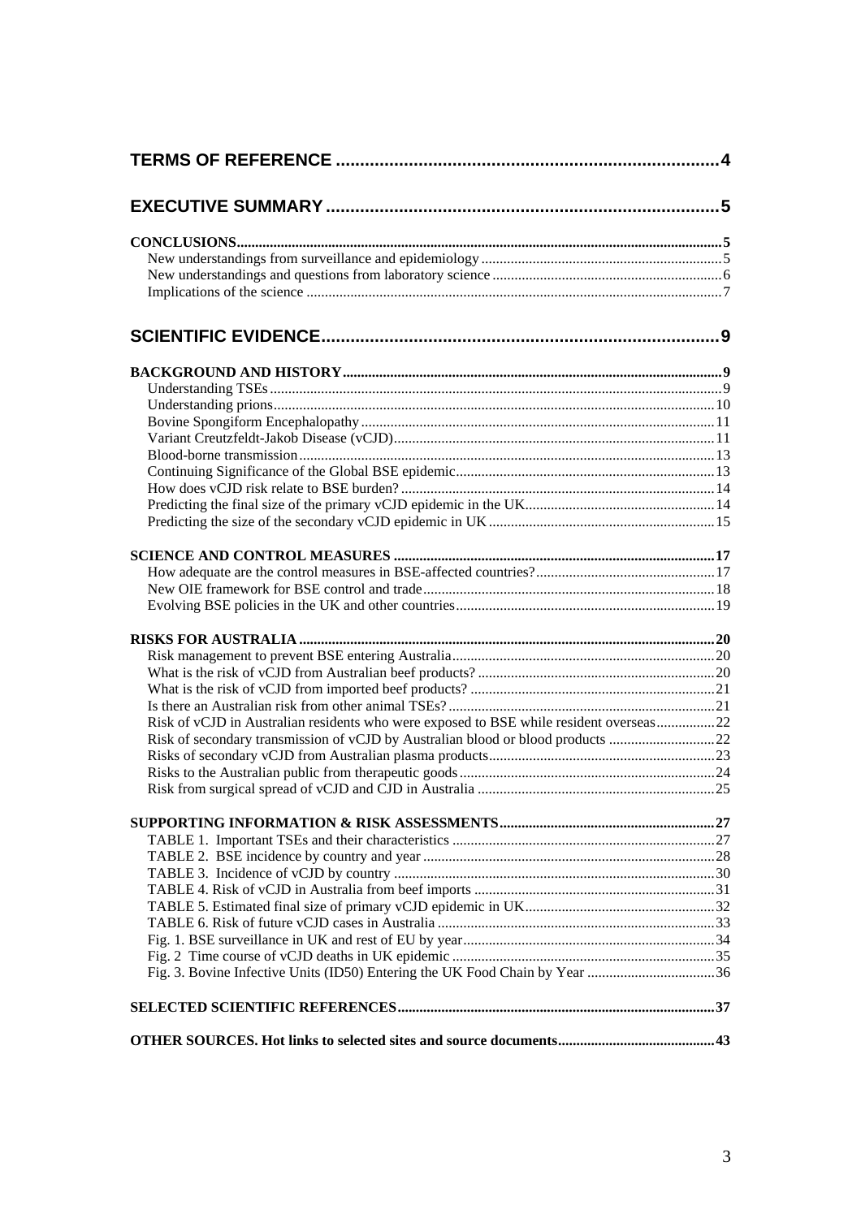**TERMS OF REFERENCE** .......... 4

**EXECUTIVE SUMMARY** .......... 5

**CONCLUSIONS** .......... 5

- New understandings from surveillance and epidemiology .......... 5
- New understandings and questions from laboratory science .......... 6
- Implications of the science .......... 7

**SCIENTIFIC EVIDENCE** .......... 9

**BACKGROUND AND HISTORY** .......... 9

- Understanding TSEs .......... 9
- Understanding prions .......... 10
- Bovine Spongiform Encephalopathy .......... 11
- Variant Creutzfeldt-Jakob Disease (vCJD) .......... 11
- Blood-borne transmission .......... 13
- Continuing Significance of the Global BSE epidemic .......... 13
- How does vCJD risk relate to BSE burden? .......... 14
- Predicting the final size of the primary vCJD epidemic in the UK .......... 14
- Predicting the size of the secondary vCJD epidemic in UK .......... 15

**SCIENCE AND CONTROL MEASURES** .......... 17

- How adequate are the control measures in BSE-affected countries? .......... 17
- New OIE framework for BSE control and trade .......... 18
- Evolving BSE policies in the UK and other countries .......... 19

**RISKS FOR AUSTRALIA** .......... 20

- Risk management to prevent BSE entering Australia .......... 20
- What is the risk of vCJD from Australian beef products? .......... 20
- What is the risk of vCJD from imported beef products? .......... 21
- Is there an Australian risk from other animal TSEs? .......... 21
- Risk of vCJD in Australian residents who were exposed to BSE while resident overseas .......... 22
- Risk of secondary transmission of vCJD by Australian blood or blood products .......... 22
- Risks of secondary vCJD from Australian plasma products .......... 23
- Risks to the Australian public from therapeutic goods .......... 24
- Risk from surgical spread of vCJD and CJD in Australia .......... 25

**SUPPORTING INFORMATION & RISK ASSESSMENTS** .......... 27

- TABLE 1. Important TSEs and their characteristics .......... 27
- TABLE 2. BSE incidence by country and year .......... 28
- TABLE 3. Incidence of vCJD by country .......... 30
- TABLE 4. Risk of vCJD in Australia from beef imports .......... 31
- TABLE 5. Estimated final size of primary vCJD epidemic in UK .......... 32
- TABLE 6. Risk of future vCJD cases in Australia .......... 33
- Fig. 1. BSE surveillance in UK and rest of EU by year .......... 34
- Fig. 2 Time course of vCJD deaths in UK epidemic .......... 35
- Fig. 3. Bovine Infective Units (ID50) Entering the UK Food Chain by Year .......... 36

**SELECTED SCIENTIFIC REFERENCES** .......... 37

**OTHER SOURCES. Hot links to selected sites and source documents** .......... 43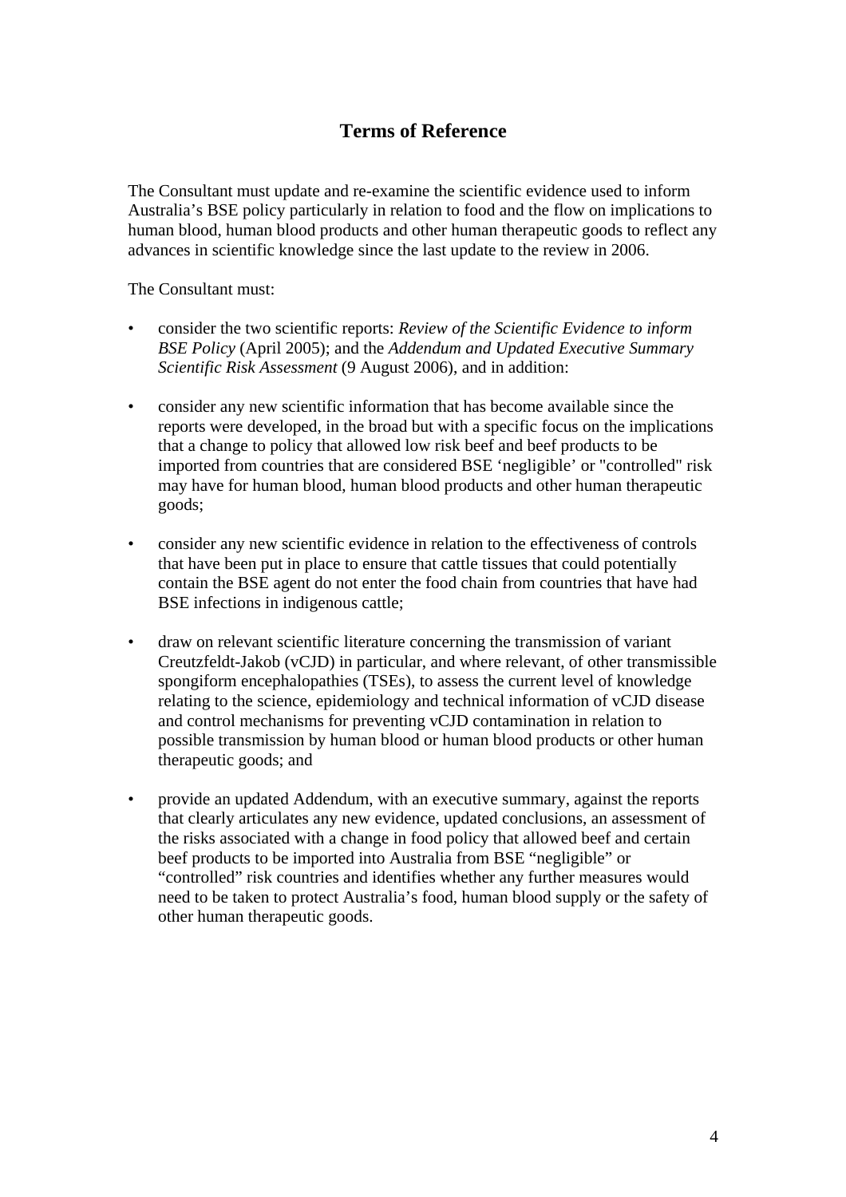## Terms of Reference

The Consultant must update and re-examine the scientific evidence used to inform Australia's BSE policy particularly in relation to food and the flow on implications to human blood, human blood products and other human therapeutic goods to reflect any advances in scientific knowledge since the last update to the review in 2006.

The Consultant must:

- consider the two scientific reports: *Review of the Scientific Evidence to inform BSE Policy* (April 2005); and the *Addendum and Updated Executive Summary Scientific Risk Assessment* (9 August 2006), and in addition:

- consider any new scientific information that has become available since the reports were developed, in the broad but with a specific focus on the implications that a change to policy that allowed low risk beef and beef products to be imported from countries that are considered BSE 'negligible' or "controlled" risk may have for human blood, human blood products and other human therapeutic goods;

- consider any new scientific evidence in relation to the effectiveness of controls that have been put in place to ensure that cattle tissues that could potentially contain the BSE agent do not enter the food chain from countries that have had BSE infections in indigenous cattle;

- draw on relevant scientific literature concerning the transmission of variant Creutzfeldt-Jakob (vCJD) in particular, and where relevant, of other transmissible spongiform encephalopathies (TSEs), to assess the current level of knowledge relating to the science, epidemiology and technical information of vCJD disease and control mechanisms for preventing vCJD contamination in relation to possible transmission by human blood or human blood products or other human therapeutic goods; and

- provide an updated Addendum, with an executive summary, against the reports that clearly articulates any new evidence, updated conclusions, an assessment of the risks associated with a change in food policy that allowed beef and certain beef products to be imported into Australia from BSE "negligible" or "controlled" risk countries and identifies whether any further measures would need to be taken to protect Australia's food, human blood supply or the safety of other human therapeutic goods.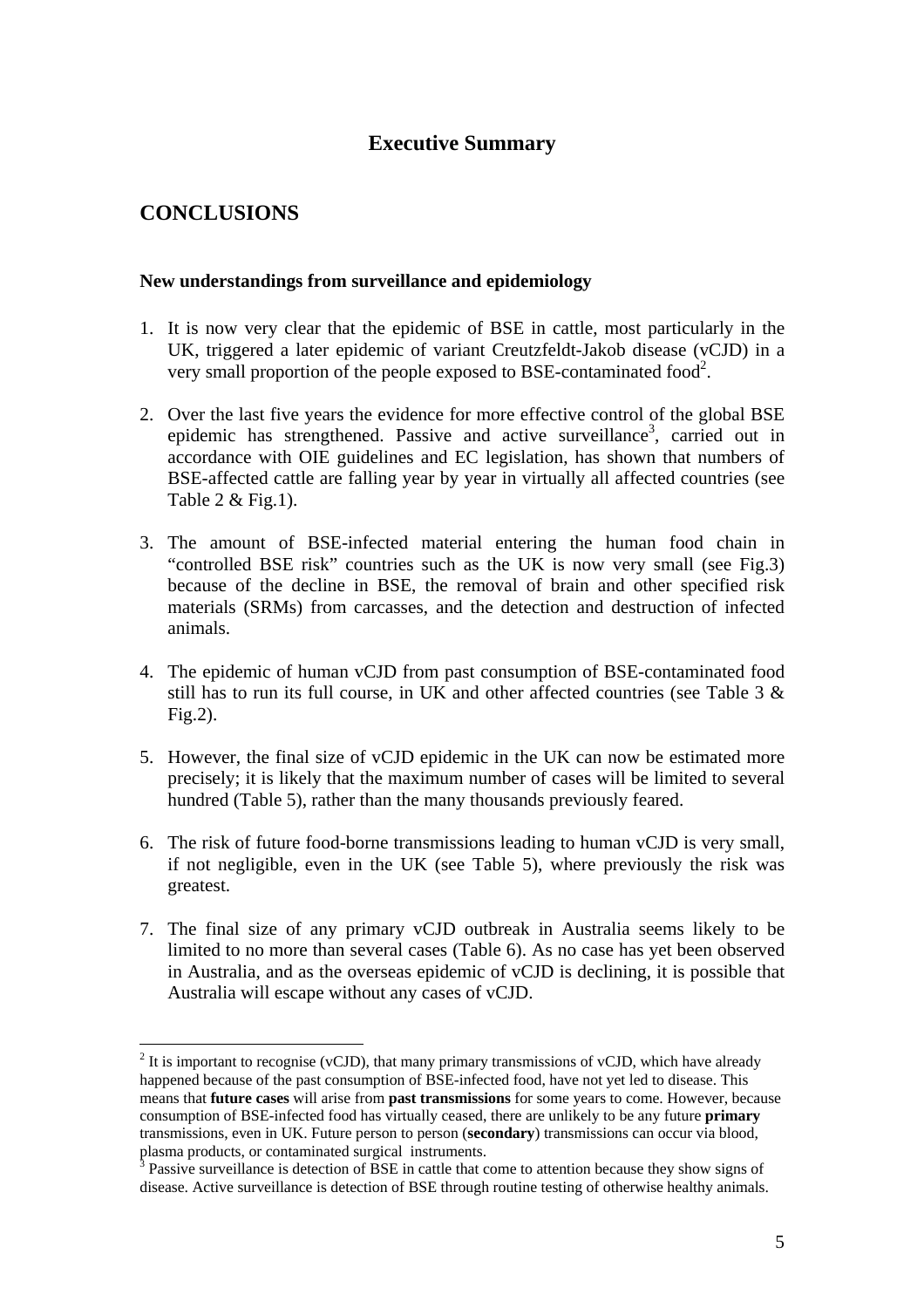# Executive Summary

## CONCLUSIONS

**New understandings from surveillance and epidemiology**

1. It is now very clear that the epidemic of BSE in cattle, most particularly in the UK, triggered a later epidemic of variant Creutzfeldt-Jakob disease (vCJD) in a very small proportion of the people exposed to BSE-contaminated food[2].

2. Over the last five years the evidence for more effective control of the global BSE epidemic has strengthened. Passive and active surveillance[3], carried out in accordance with OIE guidelines and EC legislation, has shown that numbers of BSE-affected cattle are falling year by year in virtually all affected countries (see Table 2 & Fig.1).

3. The amount of BSE-infected material entering the human food chain in "controlled BSE risk" countries such as the UK is now very small (see Fig.3) because of the decline in BSE, the removal of brain and other specified risk materials (SRMs) from carcasses, and the detection and destruction of infected animals.

4. The epidemic of human vCJD from past consumption of BSE-contaminated food still has to run its full course, in UK and other affected countries (see Table 3 & Fig.2).

5. However, the final size of vCJD epidemic in the UK can now be estimated more precisely; it is likely that the maximum number of cases will be limited to several hundred (Table 5), rather than the many thousands previously feared.

6. The risk of future food-borne transmissions leading to human vCJD is very small, if not negligible, even in the UK (see Table 5), where previously the risk was greatest.

7. The final size of any primary vCJD outbreak in Australia seems likely to be limited to no more than several cases (Table 6). As no case has yet been observed in Australia, and as the overseas epidemic of vCJD is declining, it is possible that Australia will escape without any cases of vCJD.

---

[2] It is important to recognise (vCJD), that many primary transmissions of vCJD, which have already happened because of the past consumption of BSE-infected food, have not yet led to disease. This means that **future cases** will arise from **past transmissions** for some years to come. However, because consumption of BSE-infected food has virtually ceased, there are unlikely to be any future **primary** transmissions, even in UK. Future person to person (**secondary**) transmissions can occur via blood, plasma products, or contaminated surgical instruments.

[3] Passive surveillance is detection of BSE in cattle that come to attention because they show signs of disease. Active surveillance is detection of BSE through routine testing of otherwise healthy animals.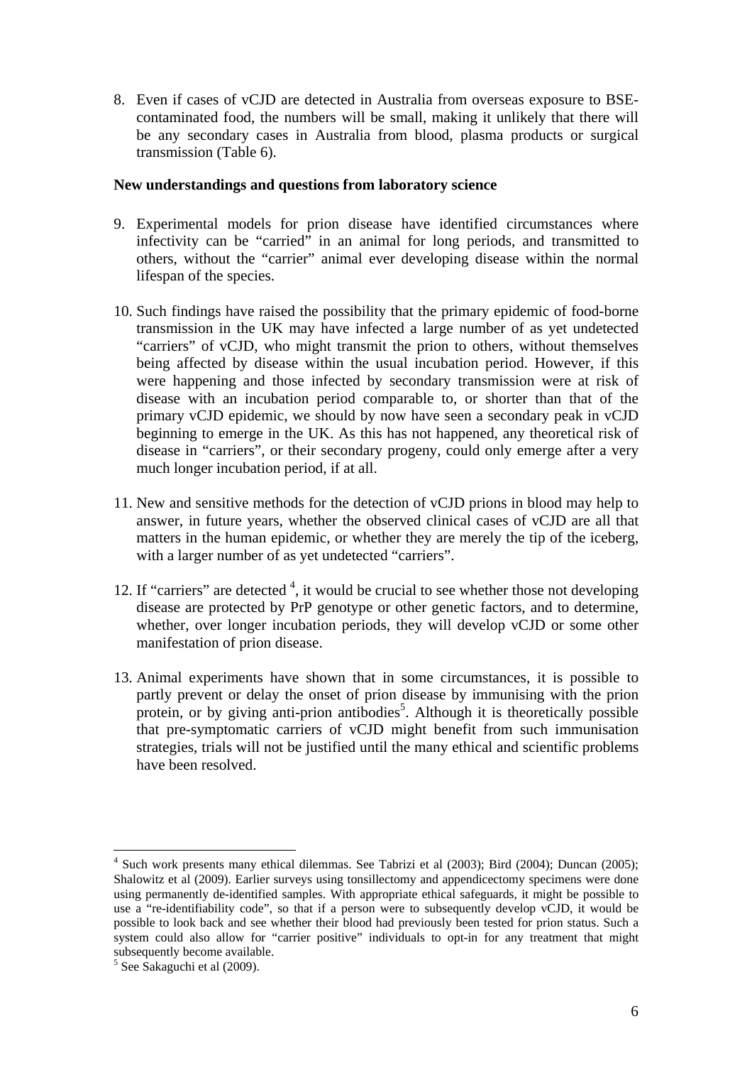8. Even if cases of vCJD are detected in Australia from overseas exposure to BSE-contaminated food, the numbers will be small, making it unlikely that there will be any secondary cases in Australia from blood, plasma products or surgical transmission (Table 6).

**New understandings and questions from laboratory science**

9. Experimental models for prion disease have identified circumstances where infectivity can be "carried" in an animal for long periods, and transmitted to others, without the "carrier" animal ever developing disease within the normal lifespan of the species.

10. Such findings have raised the possibility that the primary epidemic of food-borne transmission in the UK may have infected a large number of as yet undetected "carriers" of vCJD, who might transmit the prion to others, without themselves being affected by disease within the usual incubation period. However, if this were happening and those infected by secondary transmission were at risk of disease with an incubation period comparable to, or shorter than that of the primary vCJD epidemic, we should by now have seen a secondary peak in vCJD beginning to emerge in the UK. As this has not happened, any theoretical risk of disease in "carriers", or their secondary progeny, could only emerge after a very much longer incubation period, if at all.

11. New and sensitive methods for the detection of vCJD prions in blood may help to answer, in future years, whether the observed clinical cases of vCJD are all that matters in the human epidemic, or whether they are merely the tip of the iceberg, with a larger number of as yet undetected "carriers".

12. If "carriers" are detected [4], it would be crucial to see whether those not developing disease are protected by PrP genotype or other genetic factors, and to determine, whether, over longer incubation periods, they will develop vCJD or some other manifestation of prion disease.

13. Animal experiments have shown that in some circumstances, it is possible to partly prevent or delay the onset of prion disease by immunising with the prion protein, or by giving anti-prion antibodies[5]. Although it is theoretically possible that pre-symptomatic carriers of vCJD might benefit from such immunisation strategies, trials will not be justified until the many ethical and scientific problems have been resolved.

---

[4] Such work presents many ethical dilemmas. See Tabrizi et al (2003); Bird (2004); Duncan (2005); Shalowitz et al (2009). Earlier surveys using tonsillectomy and appendicectomy specimens were done using permanently de-identified samples. With appropriate ethical safeguards, it might be possible to use a "re-identifiability code", so that if a person were to subsequently develop vCJD, it would be possible to look back and see whether their blood had previously been tested for prion status. Such a system could also allow for "carrier positive" individuals to opt-in for any treatment that might subsequently become available.

[5] See Sakaguchi et al (2009).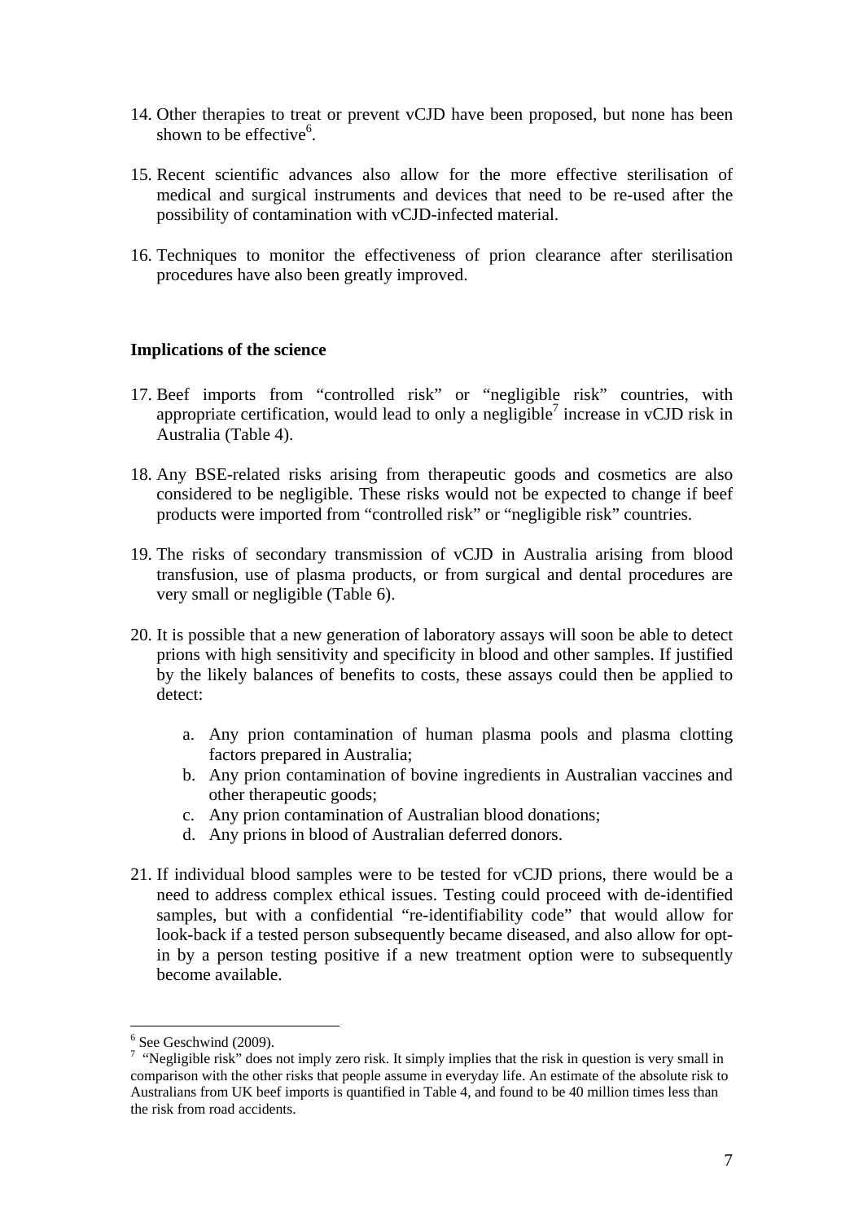14. Other therapies to treat or prevent vCJD have been proposed, but none has been shown to be effective[6].

15. Recent scientific advances also allow for the more effective sterilisation of medical and surgical instruments and devices that need to be re-used after the possibility of contamination with vCJD-infected material.

16. Techniques to monitor the effectiveness of prion clearance after sterilisation procedures have also been greatly improved.

**Implications of the science**

17. Beef imports from "controlled risk" or "negligible risk" countries, with appropriate certification, would lead to only a negligible[7] increase in vCJD risk in Australia (Table 4).

18. Any BSE-related risks arising from therapeutic goods and cosmetics are also considered to be negligible. These risks would not be expected to change if beef products were imported from "controlled risk" or "negligible risk" countries.

19. The risks of secondary transmission of vCJD in Australia arising from blood transfusion, use of plasma products, or from surgical and dental procedures are very small or negligible (Table 6).

20. It is possible that a new generation of laboratory assays will soon be able to detect prions with high sensitivity and specificity in blood and other samples. If justified by the likely balances of benefits to costs, these assays could then be applied to detect:

    a. Any prion contamination of human plasma pools and plasma clotting factors prepared in Australia;
    b. Any prion contamination of bovine ingredients in Australian vaccines and other therapeutic goods;
    c. Any prion contamination of Australian blood donations;
    d. Any prions in blood of Australian deferred donors.

21. If individual blood samples were to be tested for vCJD prions, there would be a need to address complex ethical issues. Testing could proceed with de-identified samples, but with a confidential "re-identifiability code" that would allow for look-back if a tested person subsequently became diseased, and also allow for opt-in by a person testing positive if a new treatment option were to subsequently become available.

---

[6] See Geschwind (2009).

[7] "Negligible risk" does not imply zero risk. It simply implies that the risk in question is very small in comparison with the other risks that people assume in everyday life. An estimate of the absolute risk to Australians from UK beef imports is quantified in Table 4, and found to be 40 million times less than the risk from road accidents.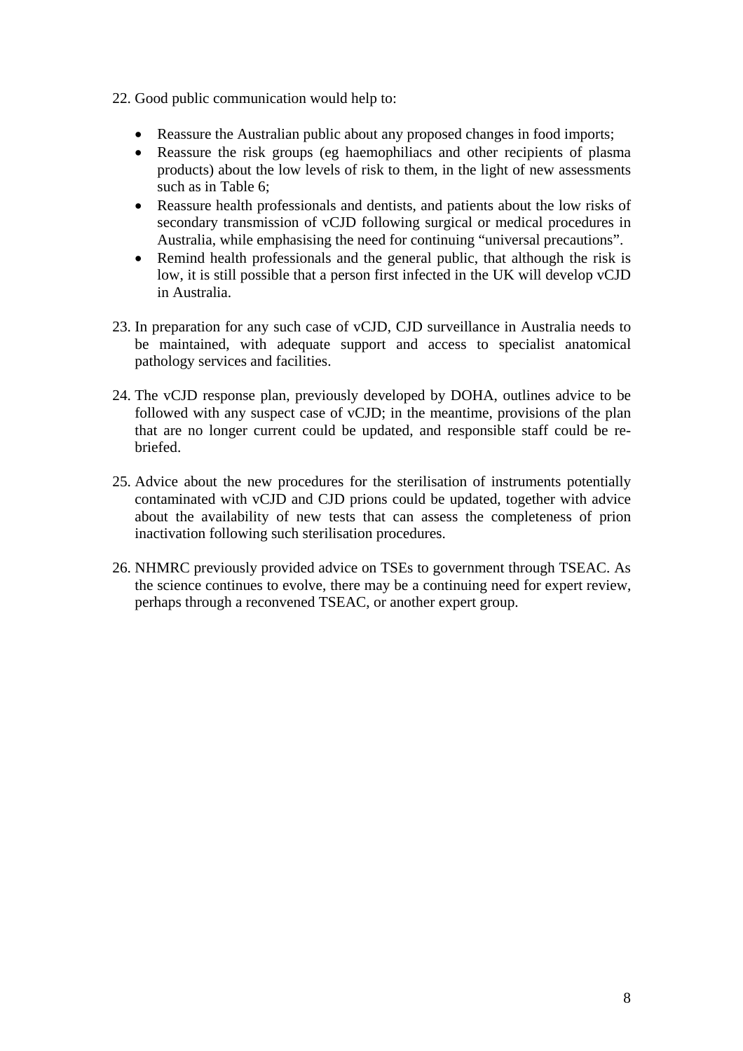22. Good public communication would help to:

    - Reassure the Australian public about any proposed changes in food imports;
    - Reassure the risk groups (eg haemophiliacs and other recipients of plasma products) about the low levels of risk to them, in the light of new assessments such as in Table 6;
    - Reassure health professionals and dentists, and patients about the low risks of secondary transmission of vCJD following surgical or medical procedures in Australia, while emphasising the need for continuing "universal precautions".
    - Remind health professionals and the general public, that although the risk is low, it is still possible that a person first infected in the UK will develop vCJD in Australia.

23. In preparation for any such case of vCJD, CJD surveillance in Australia needs to be maintained, with adequate support and access to specialist anatomical pathology services and facilities.

24. The vCJD response plan, previously developed by DOHA, outlines advice to be followed with any suspect case of vCJD; in the meantime, provisions of the plan that are no longer current could be updated, and responsible staff could be re-briefed.

25. Advice about the new procedures for the sterilisation of instruments potentially contaminated with vCJD and CJD prions could be updated, together with advice about the availability of new tests that can assess the completeness of prion inactivation following such sterilisation procedures.

26. NHMRC previously provided advice on TSEs to government through TSEAC. As the science continues to evolve, there may be a continuing need for expert review, perhaps through a reconvened TSEAC, or another expert group.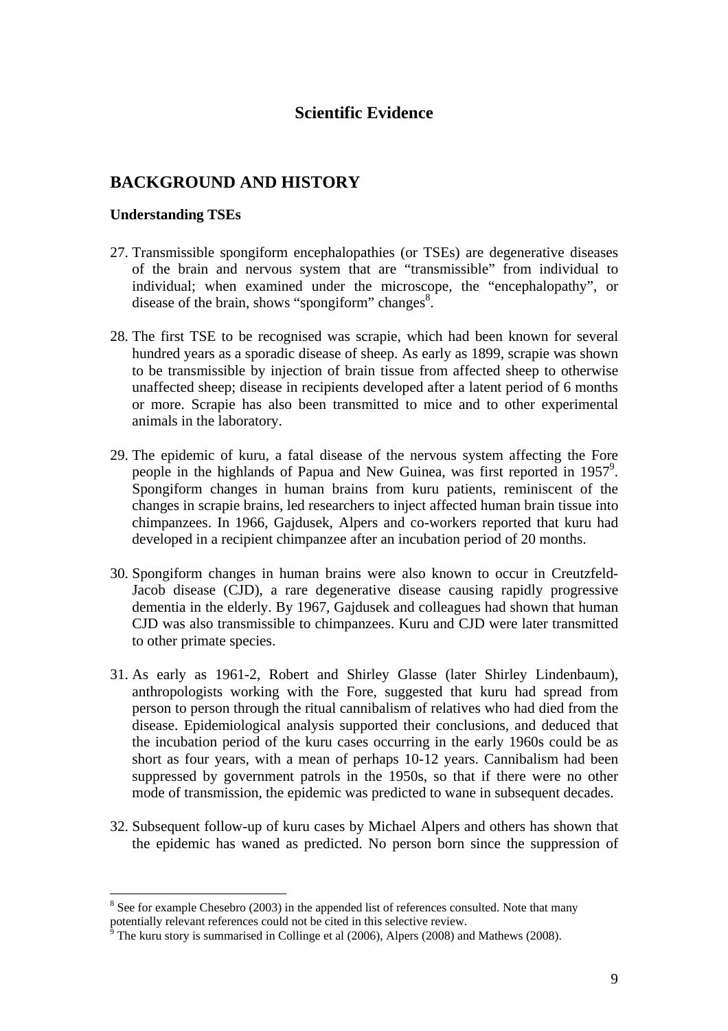# Scientific Evidence

## BACKGROUND AND HISTORY

### Understanding TSEs

27. Transmissible spongiform encephalopathies (or TSEs) are degenerative diseases of the brain and nervous system that are "transmissible" from individual to individual; when examined under the microscope, the "encephalopathy", or disease of the brain, shows "spongiform" changes[8].

28. The first TSE to be recognised was scrapie, which had been known for several hundred years as a sporadic disease of sheep. As early as 1899, scrapie was shown to be transmissible by injection of brain tissue from affected sheep to otherwise unaffected sheep; disease in recipients developed after a latent period of 6 months or more. Scrapie has also been transmitted to mice and to other experimental animals in the laboratory.

29. The epidemic of kuru, a fatal disease of the nervous system affecting the Fore people in the highlands of Papua and New Guinea, was first reported in 1957[9]. Spongiform changes in human brains from kuru patients, reminiscent of the changes in scrapie brains, led researchers to inject affected human brain tissue into chimpanzees. In 1966, Gajdusek, Alpers and co-workers reported that kuru had developed in a recipient chimpanzee after an incubation period of 20 months.

30. Spongiform changes in human brains were also known to occur in Creutzfeld-Jacob disease (CJD), a rare degenerative disease causing rapidly progressive dementia in the elderly. By 1967, Gajdusek and colleagues had shown that human CJD was also transmissible to chimpanzees. Kuru and CJD were later transmitted to other primate species.

31. As early as 1961-2, Robert and Shirley Glasse (later Shirley Lindenbaum), anthropologists working with the Fore, suggested that kuru had spread from person to person through the ritual cannibalism of relatives who had died from the disease. Epidemiological analysis supported their conclusions, and deduced that the incubation period of the kuru cases occurring in the early 1960s could be as short as four years, with a mean of perhaps 10-12 years. Cannibalism had been suppressed by government patrols in the 1950s, so that if there were no other mode of transmission, the epidemic was predicted to wane in subsequent decades.

32. Subsequent follow-up of kuru cases by Michael Alpers and others has shown that the epidemic has waned as predicted. No person born since the suppression of

---

[8] See for example Chesebro (2003) in the appended list of references consulted. Note that many potentially relevant references could not be cited in this selective review.

[9] The kuru story is summarised in Collinge et al (2006), Alpers (2008) and Mathews (2008).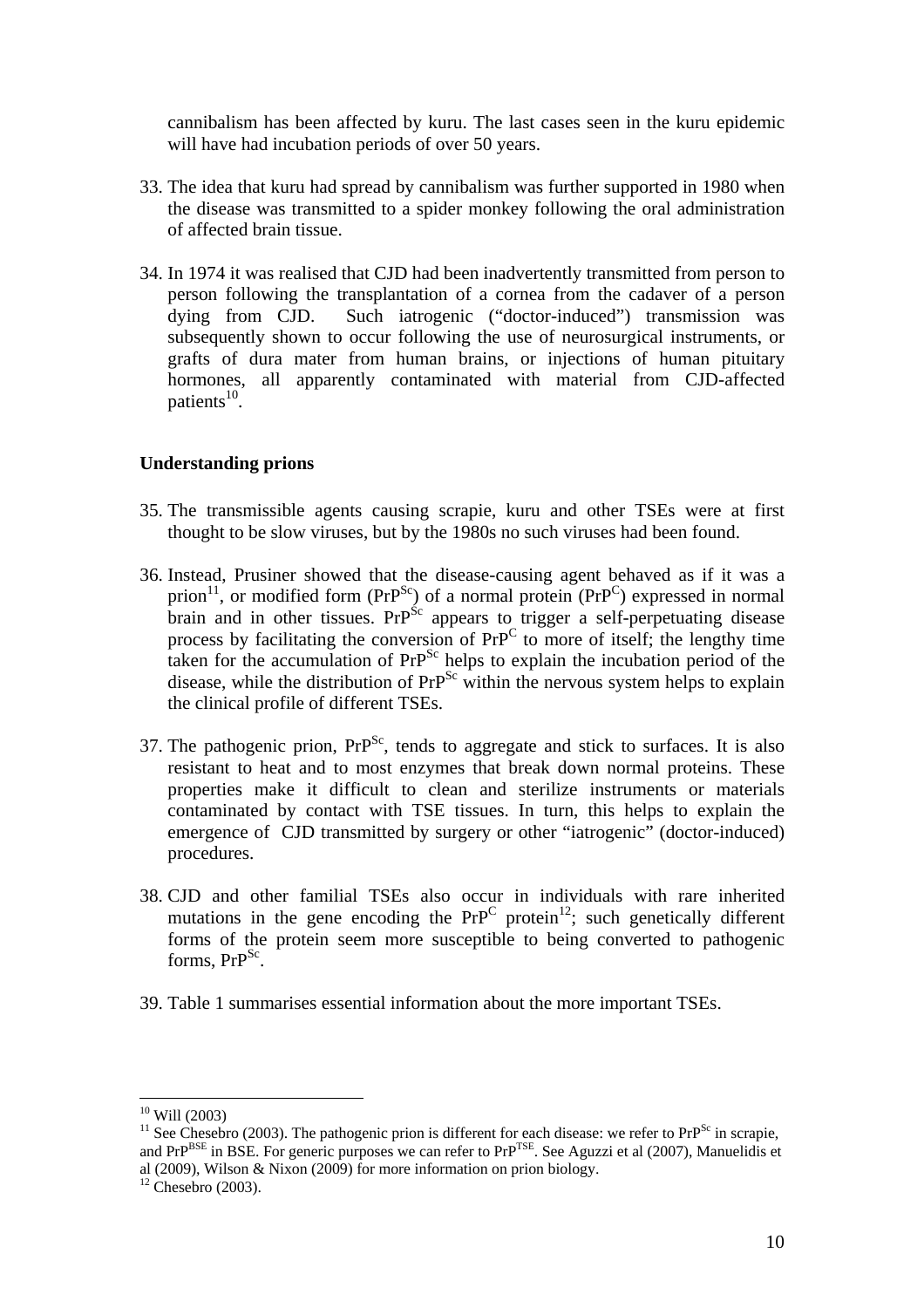cannibalism has been affected by kuru. The last cases seen in the kuru epidemic will have had incubation periods of over 50 years.

33. The idea that kuru had spread by cannibalism was further supported in 1980 when the disease was transmitted to a spider monkey following the oral administration of affected brain tissue.

34. In 1974 it was realised that CJD had been inadvertently transmitted from person to person following the transplantation of a cornea from the cadaver of a person dying from CJD. Such iatrogenic ("doctor-induced") transmission was subsequently shown to occur following the use of neurosurgical instruments, or grafts of dura mater from human brains, or injections of human pituitary hormones, all apparently contaminated with material from CJD-affected patients[10].

**Understanding prions**

35. The transmissible agents causing scrapie, kuru and other TSEs were at first thought to be slow viruses, but by the 1980s no such viruses had been found.

36. Instead, Prusiner showed that the disease-causing agent behaved as if it was a prion[11], or modified form ($PrP^{Sc}$) of a normal protein ($PrP^{C}$) expressed in normal brain and in other tissues. $PrP^{Sc}$ appears to trigger a self-perpetuating disease process by facilitating the conversion of $PrP^{C}$ to more of itself; the lengthy time taken for the accumulation of $PrP^{Sc}$ helps to explain the incubation period of the disease, while the distribution of $PrP^{Sc}$ within the nervous system helps to explain the clinical profile of different TSEs.

37. The pathogenic prion, $PrP^{Sc}$, tends to aggregate and stick to surfaces. It is also resistant to heat and to most enzymes that break down normal proteins. These properties make it difficult to clean and sterilize instruments or materials contaminated by contact with TSE tissues. In turn, this helps to explain the emergence of CJD transmitted by surgery or other "iatrogenic" (doctor-induced) procedures.

38. CJD and other familial TSEs also occur in individuals with rare inherited mutations in the gene encoding the $PrP^{C}$ protein[12]; such genetically different forms of the protein seem more susceptible to being converted to pathogenic forms, $PrP^{Sc}$.

39. Table 1 summarises essential information about the more important TSEs.

---

[10] Will (2003)

[11] See Chesebro (2003). The pathogenic prion is different for each disease: we refer to $PrP^{Sc}$ in scrapie, and $PrP^{BSE}$ in BSE. For generic purposes we can refer to $PrP^{TSE}$. See Aguzzi et al (2007), Manuelidis et al (2009), Wilson & Nixon (2009) for more information on prion biology.

[12] Chesebro (2003).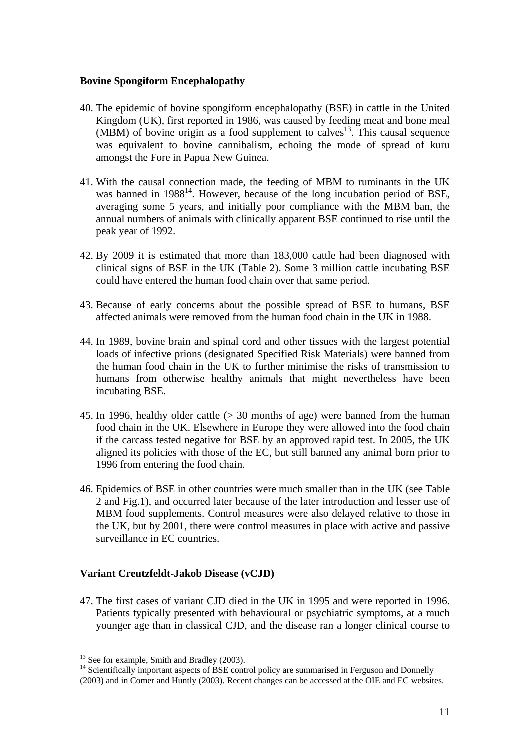**Bovine Spongiform Encephalopathy**

40. The epidemic of bovine spongiform encephalopathy (BSE) in cattle in the United Kingdom (UK), first reported in 1986, was caused by feeding meat and bone meal (MBM) of bovine origin as a food supplement to calves[13]. This causal sequence was equivalent to bovine cannibalism, echoing the mode of spread of kuru amongst the Fore in Papua New Guinea.

41. With the causal connection made, the feeding of MBM to ruminants in the UK was banned in 1988[14]. However, because of the long incubation period of BSE, averaging some 5 years, and initially poor compliance with the MBM ban, the annual numbers of animals with clinically apparent BSE continued to rise until the peak year of 1992.

42. By 2009 it is estimated that more than 183,000 cattle had been diagnosed with clinical signs of BSE in the UK (Table 2). Some 3 million cattle incubating BSE could have entered the human food chain over that same period.

43. Because of early concerns about the possible spread of BSE to humans, BSE affected animals were removed from the human food chain in the UK in 1988.

44. In 1989, bovine brain and spinal cord and other tissues with the largest potential loads of infective prions (designated Specified Risk Materials) were banned from the human food chain in the UK to further minimise the risks of transmission to humans from otherwise healthy animals that might nevertheless have been incubating BSE.

45. In 1996, healthy older cattle (> 30 months of age) were banned from the human food chain in the UK. Elsewhere in Europe they were allowed into the food chain if the carcass tested negative for BSE by an approved rapid test. In 2005, the UK aligned its policies with those of the EC, but still banned any animal born prior to 1996 from entering the food chain.

46. Epidemics of BSE in other countries were much smaller than in the UK (see Table 2 and Fig.1), and occurred later because of the later introduction and lesser use of MBM food supplements. Control measures were also delayed relative to those in the UK, but by 2001, there were control measures in place with active and passive surveillance in EC countries.

**Variant Creutzfeldt-Jakob Disease (vCJD)**

47. The first cases of variant CJD died in the UK in 1995 and were reported in 1996. Patients typically presented with behavioural or psychiatric symptoms, at a much younger age than in classical CJD, and the disease ran a longer clinical course to

---

[13] See for example, Smith and Bradley (2003).

[14] Scientifically important aspects of BSE control policy are summarised in Ferguson and Donnelly (2003) and in Comer and Huntly (2003). Recent changes can be accessed at the OIE and EC websites.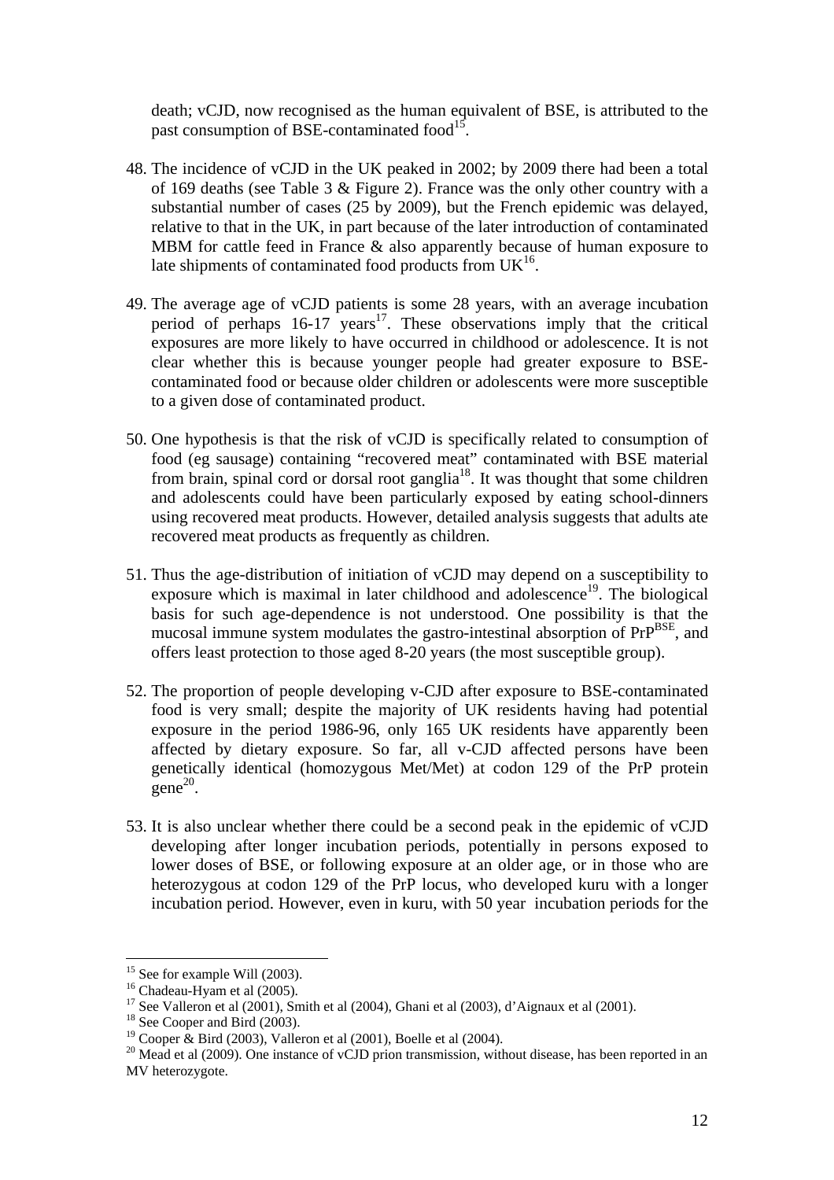death; vCJD, now recognised as the human equivalent of BSE, is attributed to the past consumption of BSE-contaminated food[15].

48. The incidence of vCJD in the UK peaked in 2002; by 2009 there had been a total of 169 deaths (see Table 3 & Figure 2). France was the only other country with a substantial number of cases (25 by 2009), but the French epidemic was delayed, relative to that in the UK, in part because of the later introduction of contaminated MBM for cattle feed in France & also apparently because of human exposure to late shipments of contaminated food products from UK[16].

49. The average age of vCJD patients is some 28 years, with an average incubation period of perhaps 16-17 years[17]. These observations imply that the critical exposures are more likely to have occurred in childhood or adolescence. It is not clear whether this is because younger people had greater exposure to BSE-contaminated food or because older children or adolescents were more susceptible to a given dose of contaminated product.

50. One hypothesis is that the risk of vCJD is specifically related to consumption of food (eg sausage) containing "recovered meat" contaminated with BSE material from brain, spinal cord or dorsal root ganglia[18]. It was thought that some children and adolescents could have been particularly exposed by eating school-dinners using recovered meat products. However, detailed analysis suggests that adults ate recovered meat products as frequently as children.

51. Thus the age-distribution of initiation of vCJD may depend on a susceptibility to exposure which is maximal in later childhood and adolescence[19]. The biological basis for such age-dependence is not understood. One possibility is that the mucosal immune system modulates the gastro-intestinal absorption of $PrP^{BSE}$, and offers least protection to those aged 8-20 years (the most susceptible group).

52. The proportion of people developing v-CJD after exposure to BSE-contaminated food is very small; despite the majority of UK residents having had potential exposure in the period 1986-96, only 165 UK residents have apparently been affected by dietary exposure. So far, all v-CJD affected persons have been genetically identical (homozygous Met/Met) at codon 129 of the PrP protein gene[20].

53. It is also unclear whether there could be a second peak in the epidemic of vCJD developing after longer incubation periods, potentially in persons exposed to lower doses of BSE, or following exposure at an older age, or in those who are heterozygous at codon 129 of the PrP locus, who developed kuru with a longer incubation period. However, even in kuru, with 50 year incubation periods for the

---

[15] See for example Will (2003).

[16] Chadeau-Hyam et al (2005).

[17] See Valleron et al (2001), Smith et al (2004), Ghani et al (2003), d'Aignaux et al (2001).

[18] See Cooper and Bird (2003).

[19] Cooper & Bird (2003), Valleron et al (2001), Boelle et al (2004).

[20] Mead et al (2009). One instance of vCJD prion transmission, without disease, has been reported in an MV heterozygote.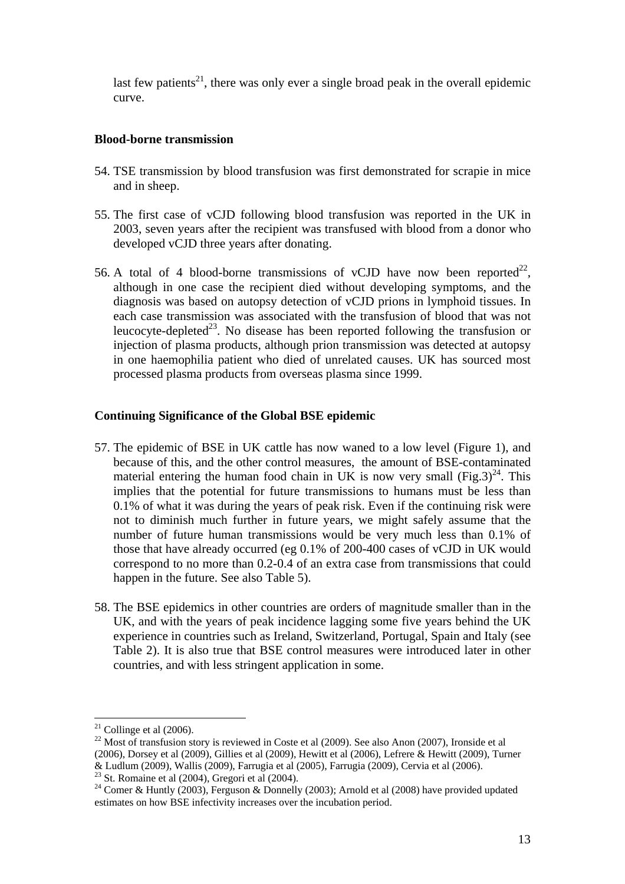last few patients[21], there was only ever a single broad peak in the overall epidemic curve.

### Blood-borne transmission

54. TSE transmission by blood transfusion was first demonstrated for scrapie in mice and in sheep.

55. The first case of vCJD following blood transfusion was reported in the UK in 2003, seven years after the recipient was transfused with blood from a donor who developed vCJD three years after donating.

56. A total of 4 blood-borne transmissions of vCJD have now been reported[22], although in one case the recipient died without developing symptoms, and the diagnosis was based on autopsy detection of vCJD prions in lymphoid tissues. In each case transmission was associated with the transfusion of blood that was not leucocyte-depleted[23]. No disease has been reported following the transfusion or injection of plasma products, although prion transmission was detected at autopsy in one haemophilia patient who died of unrelated causes. UK has sourced most processed plasma products from overseas plasma since 1999.

### Continuing Significance of the Global BSE epidemic

57. The epidemic of BSE in UK cattle has now waned to a low level (Figure 1), and because of this, and the other control measures, the amount of BSE-contaminated material entering the human food chain in UK is now very small (Fig.3)[24]. This implies that the potential for future transmissions to humans must be less than 0.1% of what it was during the years of peak risk. Even if the continuing risk were not to diminish much further in future years, we might safely assume that the number of future human transmissions would be very much less than 0.1% of those that have already occurred (eg 0.1% of 200-400 cases of vCJD in UK would correspond to no more than 0.2-0.4 of an extra case from transmissions that could happen in the future. See also Table 5).

58. The BSE epidemics in other countries are orders of magnitude smaller than in the UK, and with the years of peak incidence lagging some five years behind the UK experience in countries such as Ireland, Switzerland, Portugal, Spain and Italy (see Table 2). It is also true that BSE control measures were introduced later in other countries, and with less stringent application in some.

---

[21] Collinge et al (2006).

[22] Most of transfusion story is reviewed in Coste et al (2009). See also Anon (2007), Ironside et al (2006), Dorsey et al (2009), Gillies et al (2009), Hewitt et al (2006), Lefrere & Hewitt (2009), Turner & Ludlum (2009), Wallis (2009), Farrugia et al (2005), Farrugia (2009), Cervia et al (2006).

[23] St. Romaine et al (2004), Gregori et al (2004).

[24] Comer & Huntly (2003), Ferguson & Donnelly (2003); Arnold et al (2008) have provided updated estimates on how BSE infectivity increases over the incubation period.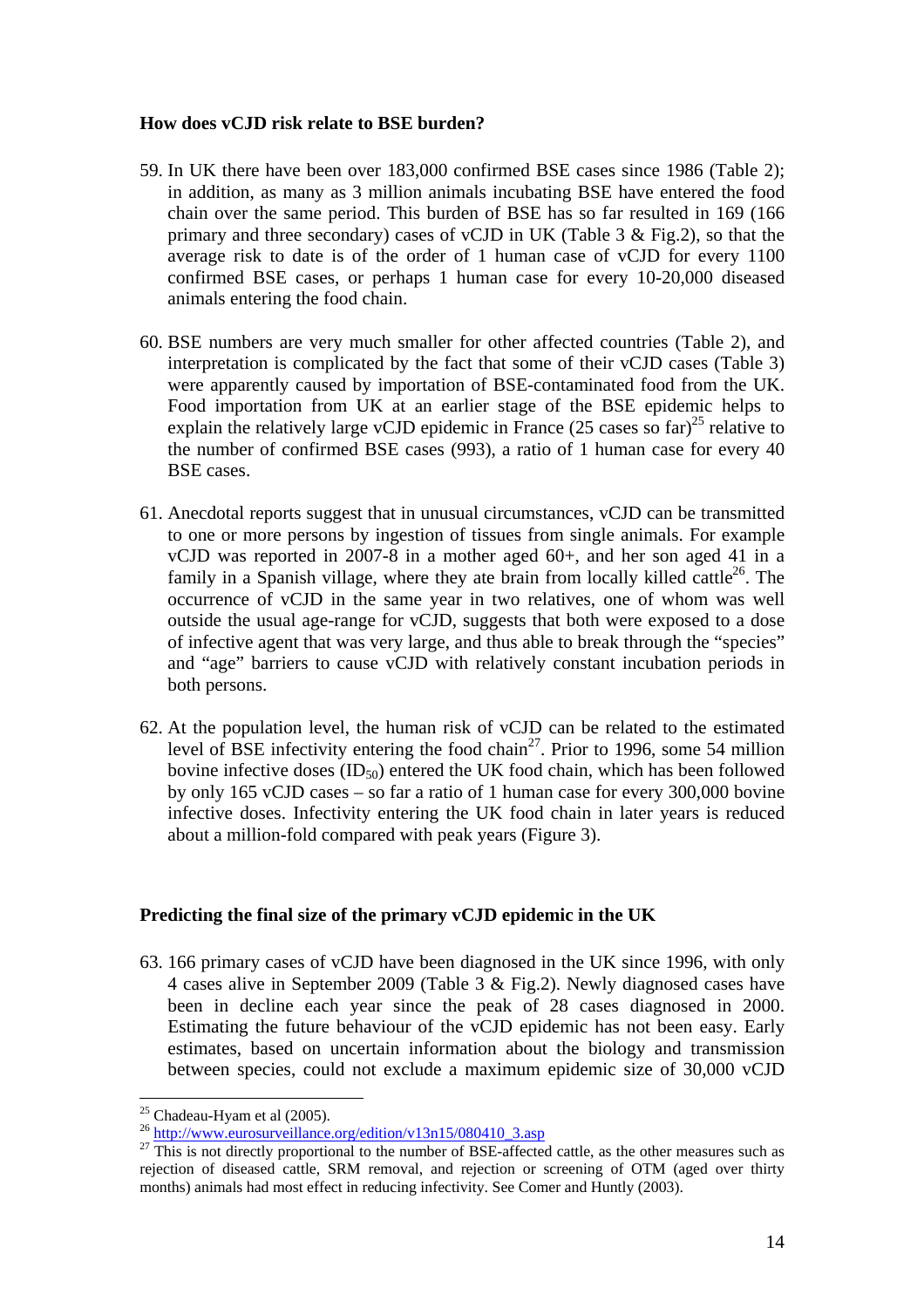### How does vCJD risk relate to BSE burden?

59. In UK there have been over 183,000 confirmed BSE cases since 1986 (Table 2); in addition, as many as 3 million animals incubating BSE have entered the food chain over the same period. This burden of BSE has so far resulted in 169 (166 primary and three secondary) cases of vCJD in UK (Table 3 & Fig.2), so that the average risk to date is of the order of 1 human case of vCJD for every 1100 confirmed BSE cases, or perhaps 1 human case for every 10-20,000 diseased animals entering the food chain.

60. BSE numbers are very much smaller for other affected countries (Table 2), and interpretation is complicated by the fact that some of their vCJD cases (Table 3) were apparently caused by importation of BSE-contaminated food from the UK. Food importation from UK at an earlier stage of the BSE epidemic helps to explain the relatively large vCJD epidemic in France (25 cases so far)[25] relative to the number of confirmed BSE cases (993), a ratio of 1 human case for every 40 BSE cases.

61. Anecdotal reports suggest that in unusual circumstances, vCJD can be transmitted to one or more persons by ingestion of tissues from single animals. For example vCJD was reported in 2007-8 in a mother aged 60+, and her son aged 41 in a family in a Spanish village, where they ate brain from locally killed cattle[26]. The occurrence of vCJD in the same year in two relatives, one of whom was well outside the usual age-range for vCJD, suggests that both were exposed to a dose of infective agent that was very large, and thus able to break through the "species" and "age" barriers to cause vCJD with relatively constant incubation periods in both persons.

62. At the population level, the human risk of vCJD can be related to the estimated level of BSE infectivity entering the food chain[27]. Prior to 1996, some 54 million bovine infective doses ($ID_{50}$) entered the UK food chain, which has been followed by only 165 vCJD cases – so far a ratio of 1 human case for every 300,000 bovine infective doses. Infectivity entering the UK food chain in later years is reduced about a million-fold compared with peak years (Figure 3).

### Predicting the final size of the primary vCJD epidemic in the UK

63. 166 primary cases of vCJD have been diagnosed in the UK since 1996, with only 4 cases alive in September 2009 (Table 3 & Fig.2). Newly diagnosed cases have been in decline each year since the peak of 28 cases diagnosed in 2000. Estimating the future behaviour of the vCJD epidemic has not been easy. Early estimates, based on uncertain information about the biology and transmission between species, could not exclude a maximum epidemic size of 30,000 vCJD

---

[25] Chadeau-Hyam et al (2005).

[26] http://www.eurosurveillance.org/edition/v13n15/080410_3.asp

[27] This is not directly proportional to the number of BSE-affected cattle, as the other measures such as rejection of diseased cattle, SRM removal, and rejection or screening of OTM (aged over thirty months) animals had most effect in reducing infectivity. See Comer and Huntly (2003).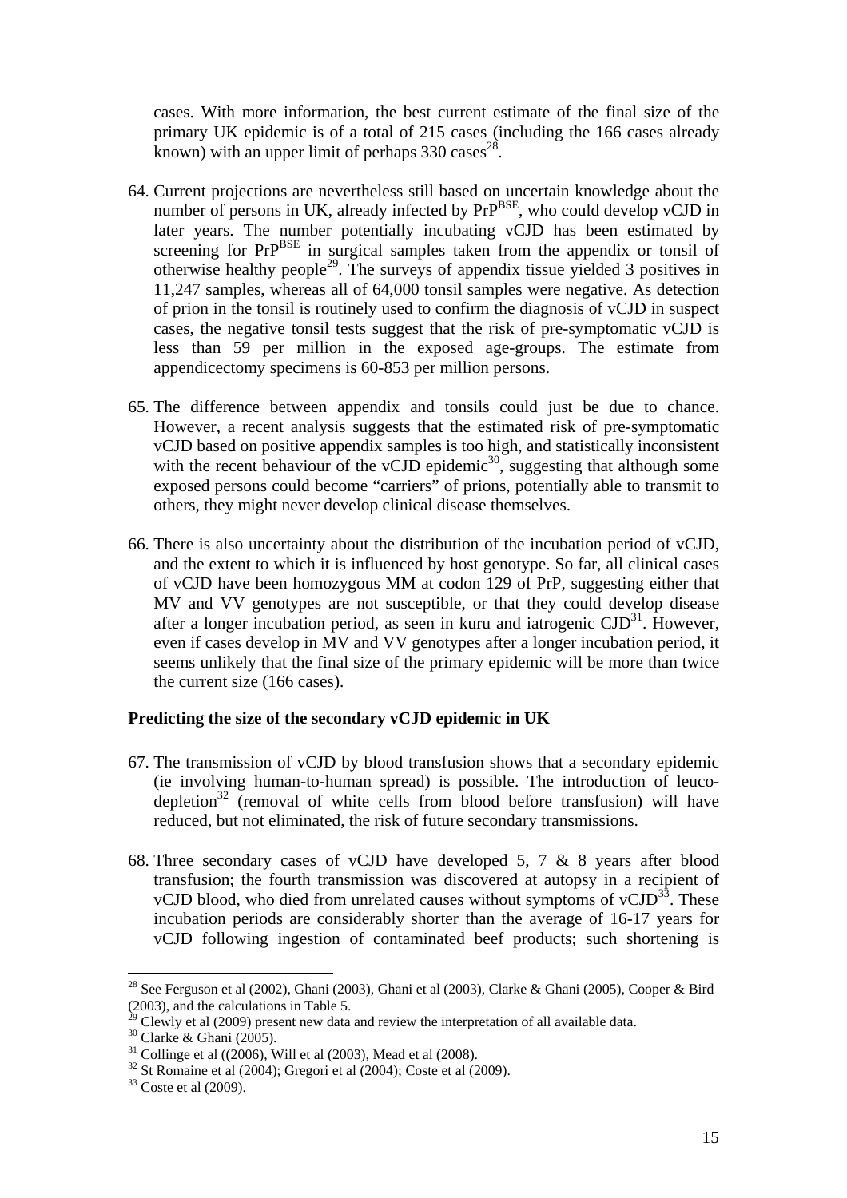cases. With more information, the best current estimate of the final size of the primary UK epidemic is of a total of 215 cases (including the 166 cases already known) with an upper limit of perhaps 330 cases[28].

64. Current projections are nevertheless still based on uncertain knowledge about the number of persons in UK, already infected by $PrP^{BSE}$, who could develop vCJD in later years. The number potentially incubating vCJD has been estimated by screening for $PrP^{BSE}$ in surgical samples taken from the appendix or tonsil of otherwise healthy people[29]. The surveys of appendix tissue yielded 3 positives in 11,247 samples, whereas all of 64,000 tonsil samples were negative. As detection of prion in the tonsil is routinely used to confirm the diagnosis of vCJD in suspect cases, the negative tonsil tests suggest that the risk of pre-symptomatic vCJD is less than 59 per million in the exposed age-groups. The estimate from appendicectomy specimens is 60-853 per million persons.

65. The difference between appendix and tonsils could just be due to chance. However, a recent analysis suggests that the estimated risk of pre-symptomatic vCJD based on positive appendix samples is too high, and statistically inconsistent with the recent behaviour of the vCJD epidemic[30], suggesting that although some exposed persons could become "carriers" of prions, potentially able to transmit to others, they might never develop clinical disease themselves.

66. There is also uncertainty about the distribution of the incubation period of vCJD, and the extent to which it is influenced by host genotype. So far, all clinical cases of vCJD have been homozygous MM at codon 129 of PrP, suggesting either that MV and VV genotypes are not susceptible, or that they could develop disease after a longer incubation period, as seen in kuru and iatrogenic CJD[31]. However, even if cases develop in MV and VV genotypes after a longer incubation period, it seems unlikely that the final size of the primary epidemic will be more than twice the current size (166 cases).

**Predicting the size of the secondary vCJD epidemic in UK**

67. The transmission of vCJD by blood transfusion shows that a secondary epidemic (ie involving human-to-human spread) is possible. The introduction of leuco-depletion[32] (removal of white cells from blood before transfusion) will have reduced, but not eliminated, the risk of future secondary transmissions.

68. Three secondary cases of vCJD have developed 5, 7 & 8 years after blood transfusion; the fourth transmission was discovered at autopsy in a recipient of vCJD blood, who died from unrelated causes without symptoms of vCJD[33]. These incubation periods are considerably shorter than the average of 16-17 years for vCJD following ingestion of contaminated beef products; such shortening is

---

[28] See Ferguson et al (2002), Ghani (2003), Ghani et al (2003), Clarke & Ghani (2005), Cooper & Bird (2003), and the calculations in Table 5.

[29] Clewly et al (2009) present new data and review the interpretation of all available data.

[30] Clarke & Ghani (2005).

[31] Collinge et al ((2006), Will et al (2003), Mead et al (2008).

[32] St Romaine et al (2004); Gregori et al (2004); Coste et al (2009).

[33] Coste et al (2009).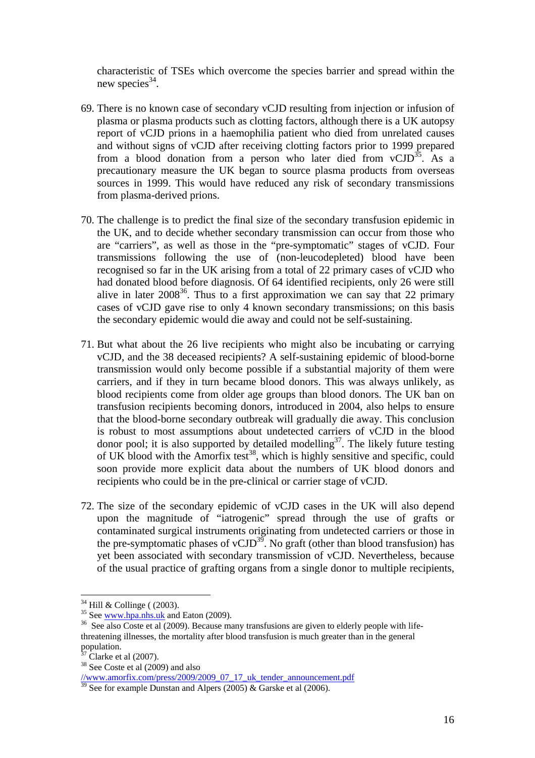characteristic of TSEs which overcome the species barrier and spread within the new species[34].

69. There is no known case of secondary vCJD resulting from injection or infusion of plasma or plasma products such as clotting factors, although there is a UK autopsy report of vCJD prions in a haemophilia patient who died from unrelated causes and without signs of vCJD after receiving clotting factors prior to 1999 prepared from a blood donation from a person who later died from vCJD[35]. As a precautionary measure the UK began to source plasma products from overseas sources in 1999. This would have reduced any risk of secondary transmissions from plasma-derived prions.

70. The challenge is to predict the final size of the secondary transfusion epidemic in the UK, and to decide whether secondary transmission can occur from those who are "carriers", as well as those in the "pre-symptomatic" stages of vCJD. Four transmissions following the use of (non-leucodepleted) blood have been recognised so far in the UK arising from a total of 22 primary cases of vCJD who had donated blood before diagnosis. Of 64 identified recipients, only 26 were still alive in later 2008[36]. Thus to a first approximation we can say that 22 primary cases of vCJD gave rise to only 4 known secondary transmissions; on this basis the secondary epidemic would die away and could not be self-sustaining.

71. But what about the 26 live recipients who might also be incubating or carrying vCJD, and the 38 deceased recipients? A self-sustaining epidemic of blood-borne transmission would only become possible if a substantial majority of them were carriers, and if they in turn became blood donors. This was always unlikely, as blood recipients come from older age groups than blood donors. The UK ban on transfusion recipients becoming donors, introduced in 2004, also helps to ensure that the blood-borne secondary outbreak will gradually die away. This conclusion is robust to most assumptions about undetected carriers of vCJD in the blood donor pool; it is also supported by detailed modelling[37]. The likely future testing of UK blood with the Amorfix test[38], which is highly sensitive and specific, could soon provide more explicit data about the numbers of UK blood donors and recipients who could be in the pre-clinical or carrier stage of vCJD.

72. The size of the secondary epidemic of vCJD cases in the UK will also depend upon the magnitude of "iatrogenic" spread through the use of grafts or contaminated surgical instruments originating from undetected carriers or those in the pre-symptomatic phases of vCJD[39]. No graft (other than blood transfusion) has yet been associated with secondary transmission of vCJD. Nevertheless, because of the usual practice of grafting organs from a single donor to multiple recipients,

---

[34] Hill & Collinge ( (2003).

[35] See www.hpa.nhs.uk and Eaton (2009).

[36] See also Coste et al (2009). Because many transfusions are given to elderly people with life-threatening illnesses, the mortality after blood transfusion is much greater than in the general population.

[37] Clarke et al (2007).

[38] See Coste et al (2009) and also //www.amorfix.com/press/2009/2009_07_17_uk_tender_announcement.pdf

[39] See for example Dunstan and Alpers (2005) & Garske et al (2006).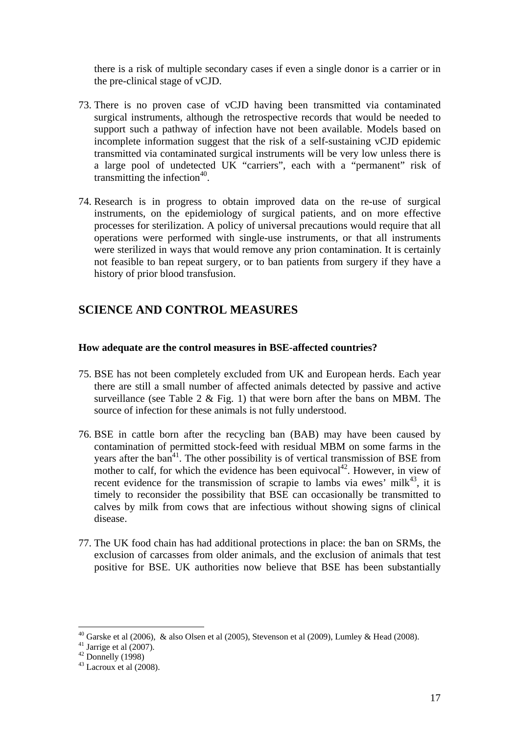there is a risk of multiple secondary cases if even a single donor is a carrier or in the pre-clinical stage of vCJD.

73. There is no proven case of vCJD having been transmitted via contaminated surgical instruments, although the retrospective records that would be needed to support such a pathway of infection have not been available. Models based on incomplete information suggest that the risk of a self-sustaining vCJD epidemic transmitted via contaminated surgical instruments will be very low unless there is a large pool of undetected UK "carriers", each with a "permanent" risk of transmitting the infection[40].

74. Research is in progress to obtain improved data on the re-use of surgical instruments, on the epidemiology of surgical patients, and on more effective processes for sterilization. A policy of universal precautions would require that all operations were performed with single-use instruments, or that all instruments were sterilized in ways that would remove any prion contamination. It is certainly not feasible to ban repeat surgery, or to ban patients from surgery if they have a history of prior blood transfusion.

## SCIENCE AND CONTROL MEASURES

**How adequate are the control measures in BSE-affected countries?**

75. BSE has not been completely excluded from UK and European herds. Each year there are still a small number of affected animals detected by passive and active surveillance (see Table 2 & Fig. 1) that were born after the bans on MBM. The source of infection for these animals is not fully understood.

76. BSE in cattle born after the recycling ban (BAB) may have been caused by contamination of permitted stock-feed with residual MBM on some farms in the years after the ban[41]. The other possibility is of vertical transmission of BSE from mother to calf, for which the evidence has been equivocal[42]. However, in view of recent evidence for the transmission of scrapie to lambs via ewes' milk[43], it is timely to reconsider the possibility that BSE can occasionally be transmitted to calves by milk from cows that are infectious without showing signs of clinical disease.

77. The UK food chain has had additional protections in place: the ban on SRMs, the exclusion of carcasses from older animals, and the exclusion of animals that test positive for BSE. UK authorities now believe that BSE has been substantially

---

[40] Garske et al (2006), & also Olsen et al (2005), Stevenson et al (2009), Lumley & Head (2008).

[41] Jarrige et al (2007).

[42] Donnelly (1998)

[43] Lacroux et al (2008).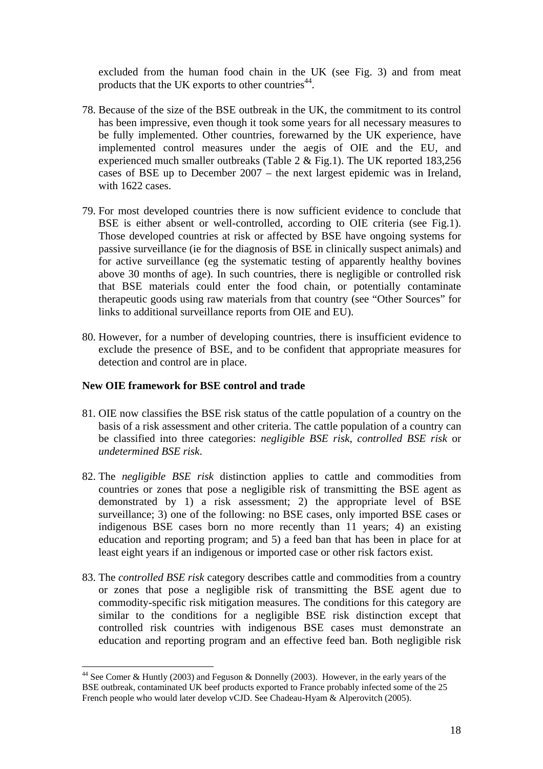excluded from the human food chain in the UK (see Fig. 3) and from meat products that the UK exports to other countries[44].

78. Because of the size of the BSE outbreak in the UK, the commitment to its control has been impressive, even though it took some years for all necessary measures to be fully implemented. Other countries, forewarned by the UK experience, have implemented control measures under the aegis of OIE and the EU, and experienced much smaller outbreaks (Table 2 & Fig.1). The UK reported 183,256 cases of BSE up to December 2007 – the next largest epidemic was in Ireland, with 1622 cases.

79. For most developed countries there is now sufficient evidence to conclude that BSE is either absent or well-controlled, according to OIE criteria (see Fig.1). Those developed countries at risk or affected by BSE have ongoing systems for passive surveillance (ie for the diagnosis of BSE in clinically suspect animals) and for active surveillance (eg the systematic testing of apparently healthy bovines above 30 months of age). In such countries, there is negligible or controlled risk that BSE materials could enter the food chain, or potentially contaminate therapeutic goods using raw materials from that country (see "Other Sources" for links to additional surveillance reports from OIE and EU).

80. However, for a number of developing countries, there is insufficient evidence to exclude the presence of BSE, and to be confident that appropriate measures for detection and control are in place.

**New OIE framework for BSE control and trade**

81. OIE now classifies the BSE risk status of the cattle population of a country on the basis of a risk assessment and other criteria. The cattle population of a country can be classified into three categories: *negligible BSE risk*, *controlled BSE risk* or *undetermined BSE risk*.

82. The *negligible BSE risk* distinction applies to cattle and commodities from countries or zones that pose a negligible risk of transmitting the BSE agent as demonstrated by 1) a risk assessment; 2) the appropriate level of BSE surveillance; 3) one of the following: no BSE cases, only imported BSE cases or indigenous BSE cases born no more recently than 11 years; 4) an existing education and reporting program; and 5) a feed ban that has been in place for at least eight years if an indigenous or imported case or other risk factors exist.

83. The *controlled BSE risk* category describes cattle and commodities from a country or zones that pose a negligible risk of transmitting the BSE agent due to commodity-specific risk mitigation measures. The conditions for this category are similar to the conditions for a negligible BSE risk distinction except that controlled risk countries with indigenous BSE cases must demonstrate an education and reporting program and an effective feed ban. Both negligible risk

---

[44] See Comer & Huntly (2003) and Feguson & Donnelly (2003). However, in the early years of the BSE outbreak, contaminated UK beef products exported to France probably infected some of the 25 French people who would later develop vCJD. See Chadeau-Hyam & Alperovitch (2005).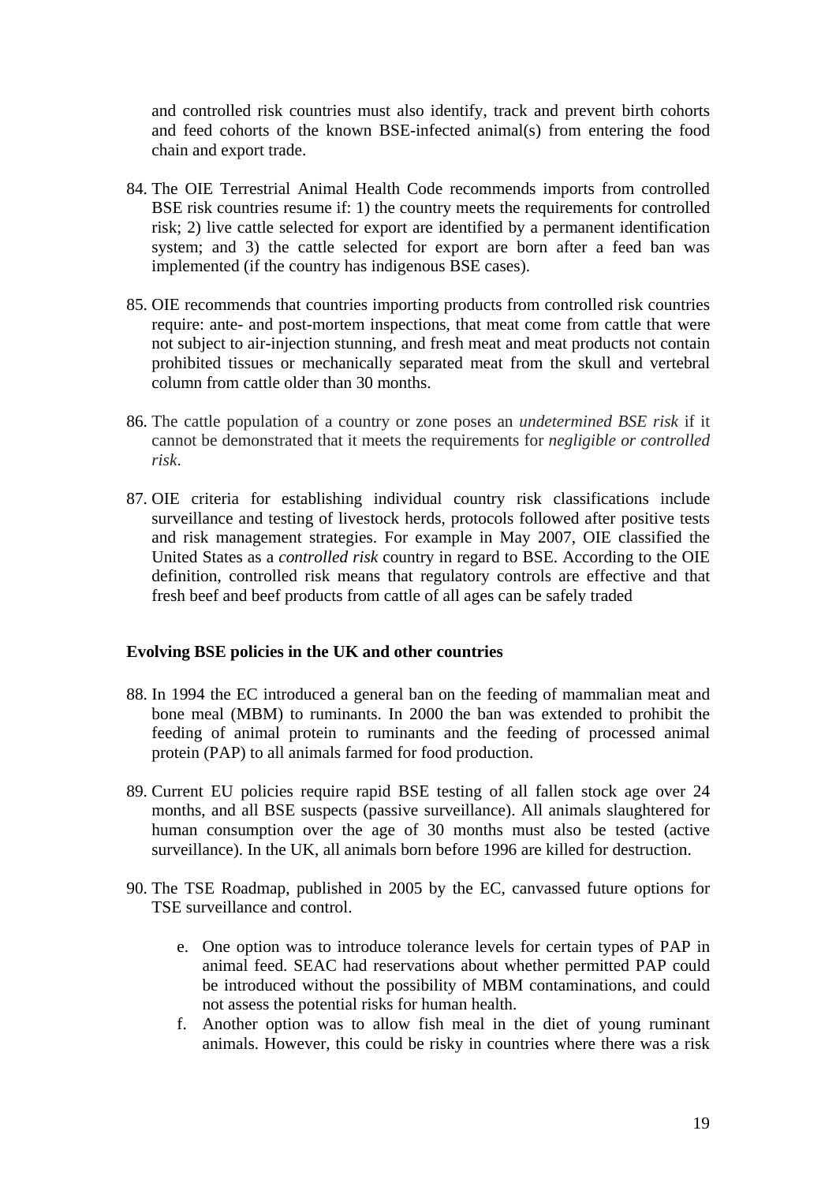and controlled risk countries must also identify, track and prevent birth cohorts and feed cohorts of the known BSE-infected animal(s) from entering the food chain and export trade.

84. The OIE Terrestrial Animal Health Code recommends imports from controlled BSE risk countries resume if: 1) the country meets the requirements for controlled risk; 2) live cattle selected for export are identified by a permanent identification system; and 3) the cattle selected for export are born after a feed ban was implemented (if the country has indigenous BSE cases).

85. OIE recommends that countries importing products from controlled risk countries require: ante- and post-mortem inspections, that meat come from cattle that were not subject to air-injection stunning, and fresh meat and meat products not contain prohibited tissues or mechanically separated meat from the skull and vertebral column from cattle older than 30 months.

86. The cattle population of a country or zone poses an *undetermined BSE risk* if it cannot be demonstrated that it meets the requirements for *negligible or controlled risk*.

87. OIE criteria for establishing individual country risk classifications include surveillance and testing of livestock herds, protocols followed after positive tests and risk management strategies. For example in May 2007, OIE classified the United States as a *controlled risk* country in regard to BSE. According to the OIE definition, controlled risk means that regulatory controls are effective and that fresh beef and beef products from cattle of all ages can be safely traded

**Evolving BSE policies in the UK and other countries**

88. In 1994 the EC introduced a general ban on the feeding of mammalian meat and bone meal (MBM) to ruminants. In 2000 the ban was extended to prohibit the feeding of animal protein to ruminants and the feeding of processed animal protein (PAP) to all animals farmed for food production.

89. Current EU policies require rapid BSE testing of all fallen stock age over 24 months, and all BSE suspects (passive surveillance). All animals slaughtered for human consumption over the age of 30 months must also be tested (active surveillance). In the UK, all animals born before 1996 are killed for destruction.

90. The TSE Roadmap, published in 2005 by the EC, canvassed future options for TSE surveillance and control.

    e. One option was to introduce tolerance levels for certain types of PAP in animal feed. SEAC had reservations about whether permitted PAP could be introduced without the possibility of MBM contaminations, and could not assess the potential risks for human health.
    f. Another option was to allow fish meal in the diet of young ruminant animals. However, this could be risky in countries where there was a risk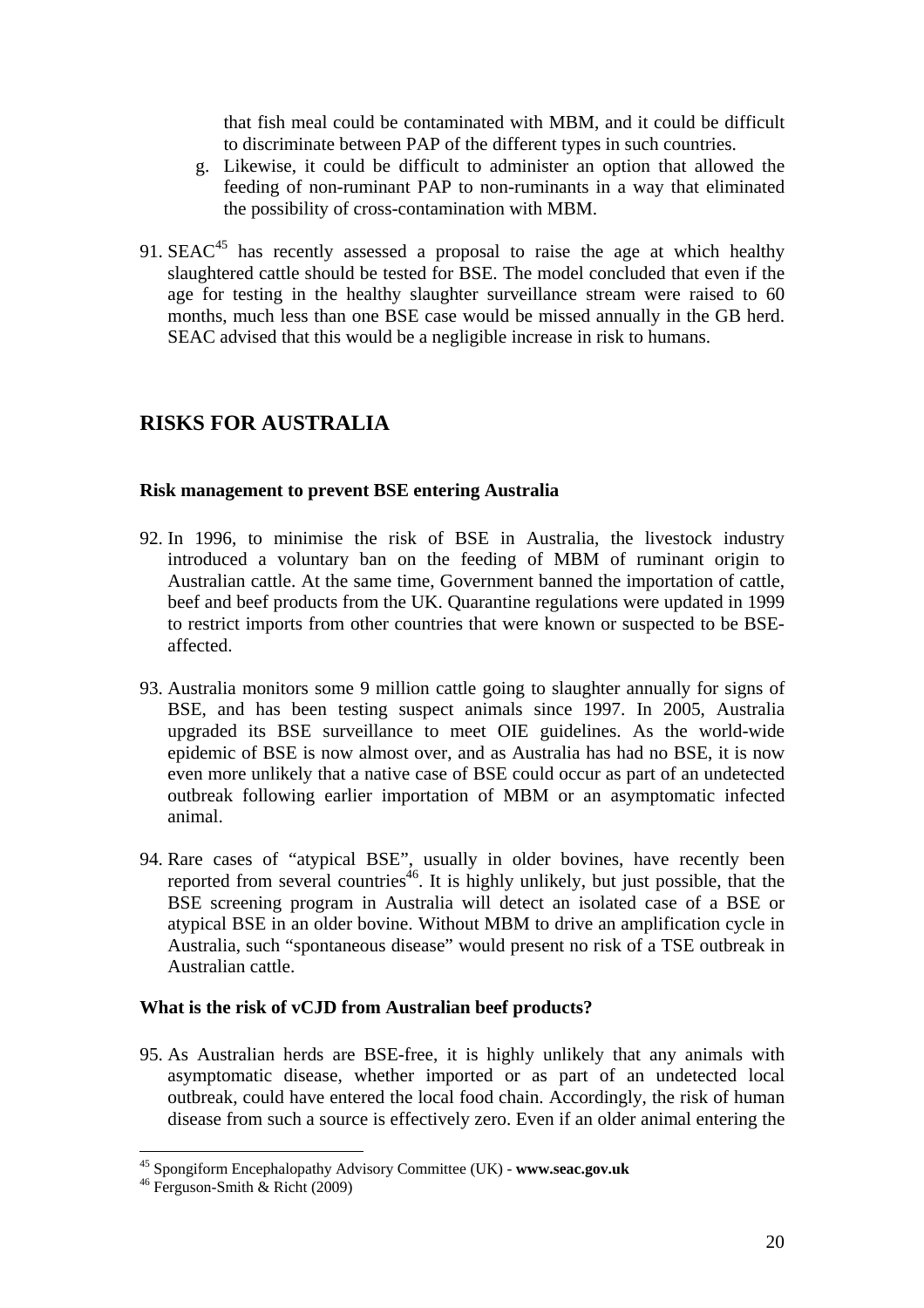that fish meal could be contaminated with MBM, and it could be difficult to discriminate between PAP of the different types in such countries.

g. Likewise, it could be difficult to administer an option that allowed the feeding of non-ruminant PAP to non-ruminants in a way that eliminated the possibility of cross-contamination with MBM.

91. SEAC[45] has recently assessed a proposal to raise the age at which healthy slaughtered cattle should be tested for BSE. The model concluded that even if the age for testing in the healthy slaughter surveillance stream were raised to 60 months, much less than one BSE case would be missed annually in the GB herd. SEAC advised that this would be a negligible increase in risk to humans.

## RISKS FOR AUSTRALIA

### Risk management to prevent BSE entering Australia

92. In 1996, to minimise the risk of BSE in Australia, the livestock industry introduced a voluntary ban on the feeding of MBM of ruminant origin to Australian cattle. At the same time, Government banned the importation of cattle, beef and beef products from the UK. Quarantine regulations were updated in 1999 to restrict imports from other countries that were known or suspected to be BSE-affected.

93. Australia monitors some 9 million cattle going to slaughter annually for signs of BSE, and has been testing suspect animals since 1997. In 2005, Australia upgraded its BSE surveillance to meet OIE guidelines. As the world-wide epidemic of BSE is now almost over, and as Australia has had no BSE, it is now even more unlikely that a native case of BSE could occur as part of an undetected outbreak following earlier importation of MBM or an asymptomatic infected animal.

94. Rare cases of "atypical BSE", usually in older bovines, have recently been reported from several countries[46]. It is highly unlikely, but just possible, that the BSE screening program in Australia will detect an isolated case of a BSE or atypical BSE in an older bovine. Without MBM to drive an amplification cycle in Australia, such "spontaneous disease" would present no risk of a TSE outbreak in Australian cattle.

### What is the risk of vCJD from Australian beef products?

95. As Australian herds are BSE-free, it is highly unlikely that any animals with asymptomatic disease, whether imported or as part of an undetected local outbreak, could have entered the local food chain. Accordingly, the risk of human disease from such a source is effectively zero. Even if an older animal entering the

---

[45] Spongiform Encephalopathy Advisory Committee (UK) - **www.seac.gov.uk**

[46] Ferguson-Smith & Richt (2009)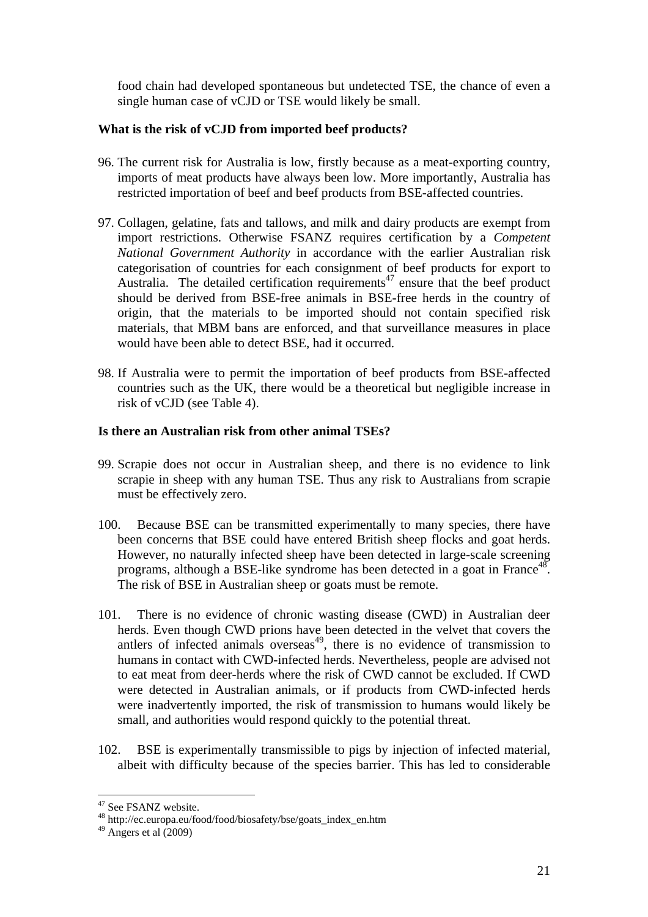food chain had developed spontaneous but undetected TSE, the chance of even a single human case of vCJD or TSE would likely be small.

**What is the risk of vCJD from imported beef products?**

96. The current risk for Australia is low, firstly because as a meat-exporting country, imports of meat products have always been low. More importantly, Australia has restricted importation of beef and beef products from BSE-affected countries.

97. Collagen, gelatine, fats and tallows, and milk and dairy products are exempt from import restrictions. Otherwise FSANZ requires certification by a *Competent National Government Authority* in accordance with the earlier Australian risk categorisation of countries for each consignment of beef products for export to Australia. The detailed certification requirements[47] ensure that the beef product should be derived from BSE-free animals in BSE-free herds in the country of origin, that the materials to be imported should not contain specified risk materials, that MBM bans are enforced, and that surveillance measures in place would have been able to detect BSE, had it occurred.

98. If Australia were to permit the importation of beef products from BSE-affected countries such as the UK, there would be a theoretical but negligible increase in risk of vCJD (see Table 4).

**Is there an Australian risk from other animal TSEs?**

99. Scrapie does not occur in Australian sheep, and there is no evidence to link scrapie in sheep with any human TSE. Thus any risk to Australians from scrapie must be effectively zero.

100. Because BSE can be transmitted experimentally to many species, there have been concerns that BSE could have entered British sheep flocks and goat herds. However, no naturally infected sheep have been detected in large-scale screening programs, although a BSE-like syndrome has been detected in a goat in France[48]. The risk of BSE in Australian sheep or goats must be remote.

101. There is no evidence of chronic wasting disease (CWD) in Australian deer herds. Even though CWD prions have been detected in the velvet that covers the antlers of infected animals overseas[49], there is no evidence of transmission to humans in contact with CWD-infected herds. Nevertheless, people are advised not to eat meat from deer-herds where the risk of CWD cannot be excluded. If CWD were detected in Australian animals, or if products from CWD-infected herds were inadvertently imported, the risk of transmission to humans would likely be small, and authorities would respond quickly to the potential threat.

102. BSE is experimentally transmissible to pigs by injection of infected material, albeit with difficulty because of the species barrier. This has led to considerable

---

[47] See FSANZ website.

[48] http://ec.europa.eu/food/food/biosafety/bse/goats_index_en.htm

[49] Angers et al (2009)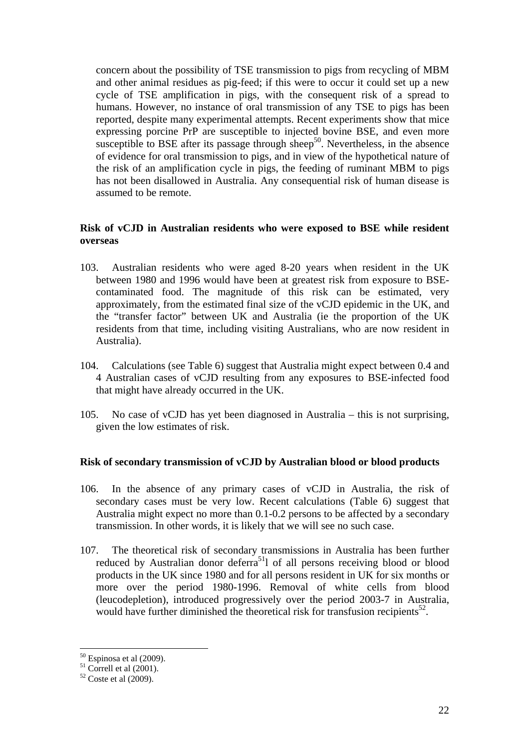concern about the possibility of TSE transmission to pigs from recycling of MBM and other animal residues as pig-feed; if this were to occur it could set up a new cycle of TSE amplification in pigs, with the consequent risk of a spread to humans. However, no instance of oral transmission of any TSE to pigs has been reported, despite many experimental attempts. Recent experiments show that mice expressing porcine PrP are susceptible to injected bovine BSE, and even more susceptible to BSE after its passage through sheep[50]. Nevertheless, in the absence of evidence for oral transmission to pigs, and in view of the hypothetical nature of the risk of an amplification cycle in pigs, the feeding of ruminant MBM to pigs has not been disallowed in Australia. Any consequential risk of human disease is assumed to be remote.

**Risk of vCJD in Australian residents who were exposed to BSE while resident overseas**

103. Australian residents who were aged 8-20 years when resident in the UK between 1980 and 1996 would have been at greatest risk from exposure to BSE-contaminated food. The magnitude of this risk can be estimated, very approximately, from the estimated final size of the vCJD epidemic in the UK, and the "transfer factor" between UK and Australia (ie the proportion of the UK residents from that time, including visiting Australians, who are now resident in Australia).

104. Calculations (see Table 6) suggest that Australia might expect between 0.4 and 4 Australian cases of vCJD resulting from any exposures to BSE-infected food that might have already occurred in the UK.

105. No case of vCJD has yet been diagnosed in Australia – this is not surprising, given the low estimates of risk.

**Risk of secondary transmission of vCJD by Australian blood or blood products**

106. In the absence of any primary cases of vCJD in Australia, the risk of secondary cases must be very low. Recent calculations (Table 6) suggest that Australia might expect no more than 0.1-0.2 persons to be affected by a secondary transmission. In other words, it is likely that we will see no such case.

107. The theoretical risk of secondary transmissions in Australia has been further reduced by Australian donor deferra[51]l of all persons receiving blood or blood products in the UK since 1980 and for all persons resident in UK for six months or more over the period 1980-1996. Removal of white cells from blood (leucodepletion), introduced progressively over the period 2003-7 in Australia, would have further diminished the theoretical risk for transfusion recipients[52].

---

[50] Espinosa et al (2009).

[51] Correll et al (2001).

[52] Coste et al (2009).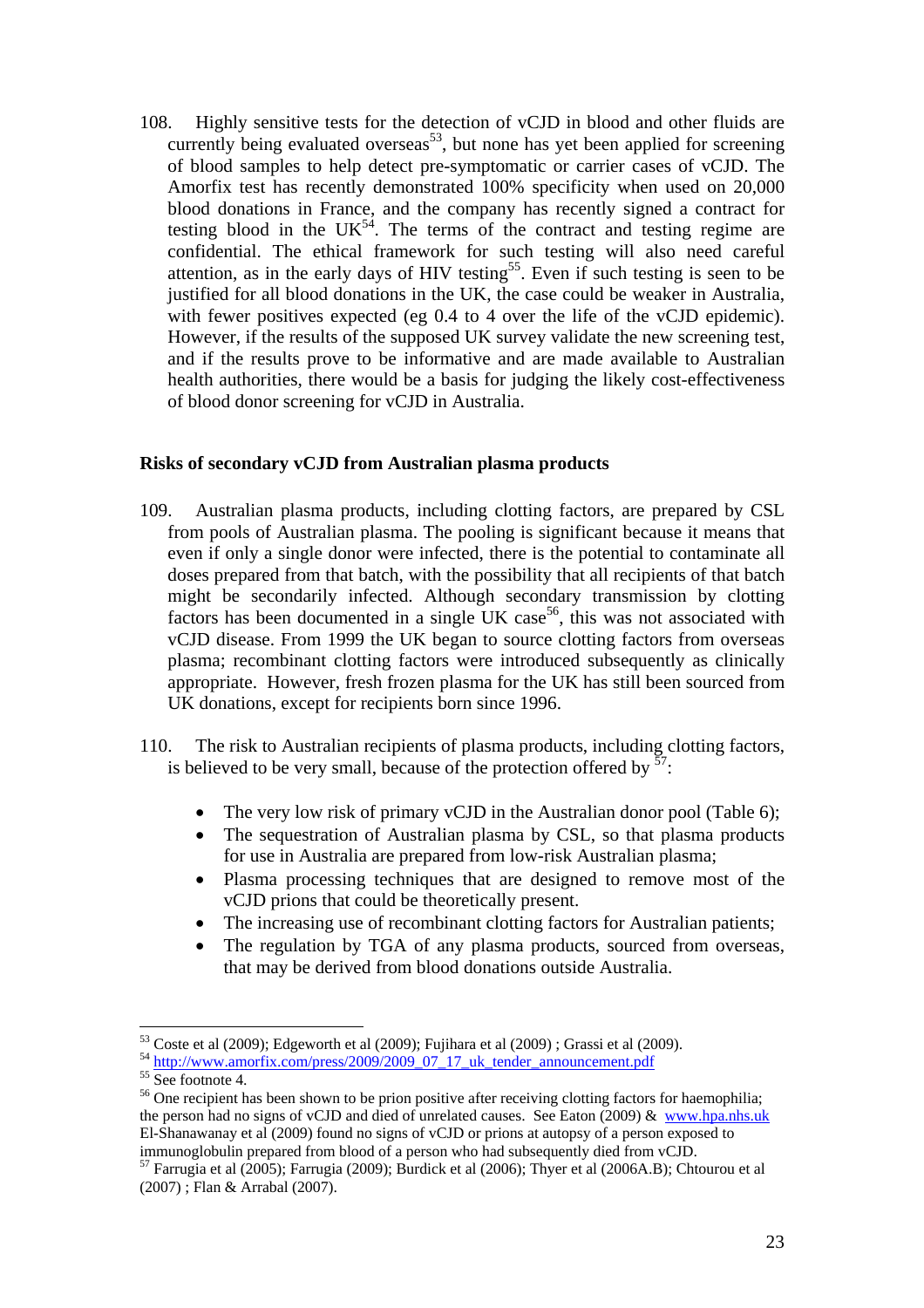108. Highly sensitive tests for the detection of vCJD in blood and other fluids are currently being evaluated overseas[53], but none has yet been applied for screening of blood samples to help detect pre-symptomatic or carrier cases of vCJD. The Amorfix test has recently demonstrated 100% specificity when used on 20,000 blood donations in France, and the company has recently signed a contract for testing blood in the UK[54]. The terms of the contract and testing regime are confidential. The ethical framework for such testing will also need careful attention, as in the early days of HIV testing[55]. Even if such testing is seen to be justified for all blood donations in the UK, the case could be weaker in Australia, with fewer positives expected (eg 0.4 to 4 over the life of the vCJD epidemic). However, if the results of the supposed UK survey validate the new screening test, and if the results prove to be informative and are made available to Australian health authorities, there would be a basis for judging the likely cost-effectiveness of blood donor screening for vCJD in Australia.

**Risks of secondary vCJD from Australian plasma products**

109. Australian plasma products, including clotting factors, are prepared by CSL from pools of Australian plasma. The pooling is significant because it means that even if only a single donor were infected, there is the potential to contaminate all doses prepared from that batch, with the possibility that all recipients of that batch might be secondarily infected. Although secondary transmission by clotting factors has been documented in a single UK case[56], this was not associated with vCJD disease. From 1999 the UK began to source clotting factors from overseas plasma; recombinant clotting factors were introduced subsequently as clinically appropriate. However, fresh frozen plasma for the UK has still been sourced from UK donations, except for recipients born since 1996.

110. The risk to Australian recipients of plasma products, including clotting factors, is believed to be very small, because of the protection offered by [57]:

- The very low risk of primary vCJD in the Australian donor pool (Table 6);
- The sequestration of Australian plasma by CSL, so that plasma products for use in Australia are prepared from low-risk Australian plasma;
- Plasma processing techniques that are designed to remove most of the vCJD prions that could be theoretically present.
- The increasing use of recombinant clotting factors for Australian patients;
- The regulation by TGA of any plasma products, sourced from overseas, that may be derived from blood donations outside Australia.

---

[53] Coste et al (2009); Edgeworth et al (2009); Fujihara et al (2009) ; Grassi et al (2009).

[54] http://www.amorfix.com/press/2009/2009_07_17_uk_tender_announcement.pdf

[55] See footnote 4.

[56] One recipient has been shown to be prion positive after receiving clotting factors for haemophilia; the person had no signs of vCJD and died of unrelated causes. See Eaton (2009) & www.hpa.nhs.uk El-Shanawanay et al (2009) found no signs of vCJD or prions at autopsy of a person exposed to immunoglobulin prepared from blood of a person who had subsequently died from vCJD.

[57] Farrugia et al (2005); Farrugia (2009); Burdick et al (2006); Thyer et al (2006A.B); Chtourou et al (2007) ; Flan & Arrabal (2007).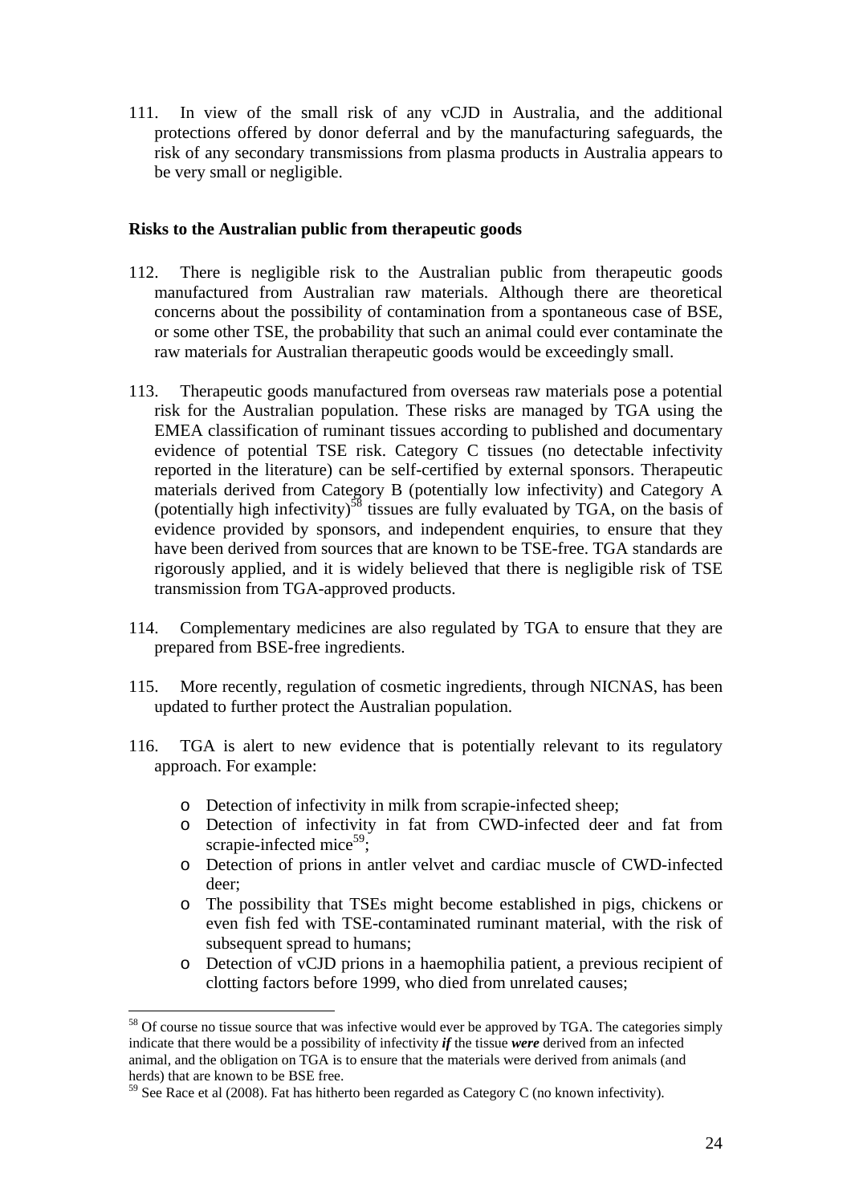111. In view of the small risk of any vCJD in Australia, and the additional protections offered by donor deferral and by the manufacturing safeguards, the risk of any secondary transmissions from plasma products in Australia appears to be very small or negligible.

**Risks to the Australian public from therapeutic goods**

112. There is negligible risk to the Australian public from therapeutic goods manufactured from Australian raw materials. Although there are theoretical concerns about the possibility of contamination from a spontaneous case of BSE, or some other TSE, the probability that such an animal could ever contaminate the raw materials for Australian therapeutic goods would be exceedingly small.

113. Therapeutic goods manufactured from overseas raw materials pose a potential risk for the Australian population. These risks are managed by TGA using the EMEA classification of ruminant tissues according to published and documentary evidence of potential TSE risk. Category C tissues (no detectable infectivity reported in the literature) can be self-certified by external sponsors. Therapeutic materials derived from Category B (potentially low infectivity) and Category A (potentially high infectivity)[58] tissues are fully evaluated by TGA, on the basis of evidence provided by sponsors, and independent enquiries, to ensure that they have been derived from sources that are known to be TSE-free. TGA standards are rigorously applied, and it is widely believed that there is negligible risk of TSE transmission from TGA-approved products.

114. Complementary medicines are also regulated by TGA to ensure that they are prepared from BSE-free ingredients.

115. More recently, regulation of cosmetic ingredients, through NICNAS, has been updated to further protect the Australian population.

116. TGA is alert to new evidence that is potentially relevant to its regulatory approach. For example:

- Detection of infectivity in milk from scrapie-infected sheep;
- Detection of infectivity in fat from CWD-infected deer and fat from scrapie-infected mice[59];
- Detection of prions in antler velvet and cardiac muscle of CWD-infected deer;
- The possibility that TSEs might become established in pigs, chickens or even fish fed with TSE-contaminated ruminant material, with the risk of subsequent spread to humans;
- Detection of vCJD prions in a haemophilia patient, a previous recipient of clotting factors before 1999, who died from unrelated causes;

---

[58] Of course no tissue source that was infective would ever be approved by TGA. The categories simply indicate that there would be a possibility of infectivity ***if*** the tissue ***were*** derived from an infected animal, and the obligation on TGA is to ensure that the materials were derived from animals (and herds) that are known to be BSE free.

[59] See Race et al (2008). Fat has hitherto been regarded as Category C (no known infectivity).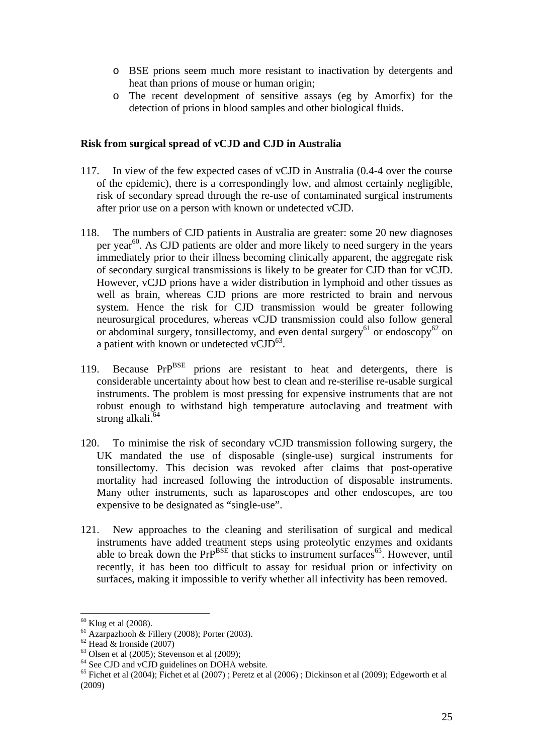- BSE prions seem much more resistant to inactivation by detergents and heat than prions of mouse or human origin;
- The recent development of sensitive assays (eg by Amorfix) for the detection of prions in blood samples and other biological fluids.

**Risk from surgical spread of vCJD and CJD in Australia**

117. In view of the few expected cases of vCJD in Australia (0.4-4 over the course of the epidemic), there is a correspondingly low, and almost certainly negligible, risk of secondary spread through the re-use of contaminated surgical instruments after prior use on a person with known or undetected vCJD.

118. The numbers of CJD patients in Australia are greater: some 20 new diagnoses per year[60]. As CJD patients are older and more likely to need surgery in the years immediately prior to their illness becoming clinically apparent, the aggregate risk of secondary surgical transmissions is likely to be greater for CJD than for vCJD. However, vCJD prions have a wider distribution in lymphoid and other tissues as well as brain, whereas CJD prions are more restricted to brain and nervous system. Hence the risk for CJD transmission would be greater following neurosurgical procedures, whereas vCJD transmission could also follow general or abdominal surgery, tonsillectomy, and even dental surgery[61] or endoscopy[62] on a patient with known or undetected vCJD[63].

119. Because $PrP^{BSE}$ prions are resistant to heat and detergents, there is considerable uncertainty about how best to clean and re-sterilise re-usable surgical instruments. The problem is most pressing for expensive instruments that are not robust enough to withstand high temperature autoclaving and treatment with strong alkali.[64]

120. To minimise the risk of secondary vCJD transmission following surgery, the UK mandated the use of disposable (single-use) surgical instruments for tonsillectomy. This decision was revoked after claims that post-operative mortality had increased following the introduction of disposable instruments. Many other instruments, such as laparoscopes and other endoscopes, are too expensive to be designated as "single-use".

121. New approaches to the cleaning and sterilisation of surgical and medical instruments have added treatment steps using proteolytic enzymes and oxidants able to break down the $PrP^{BSE}$ that sticks to instrument surfaces[65]. However, until recently, it has been too difficult to assay for residual prion or infectivity on surfaces, making it impossible to verify whether all infectivity has been removed.

---

[60] Klug et al (2008).
[61] Azarpazhooh & Fillery (2008); Porter (2003).
[62] Head & Ironside (2007)
[63] Olsen et al (2005); Stevenson et al (2009);
[64] See CJD and vCJD guidelines on DOHA website.
[65] Fichet et al (2004); Fichet et al (2007) ; Peretz et al (2006) ; Dickinson et al (2009); Edgeworth et al (2009)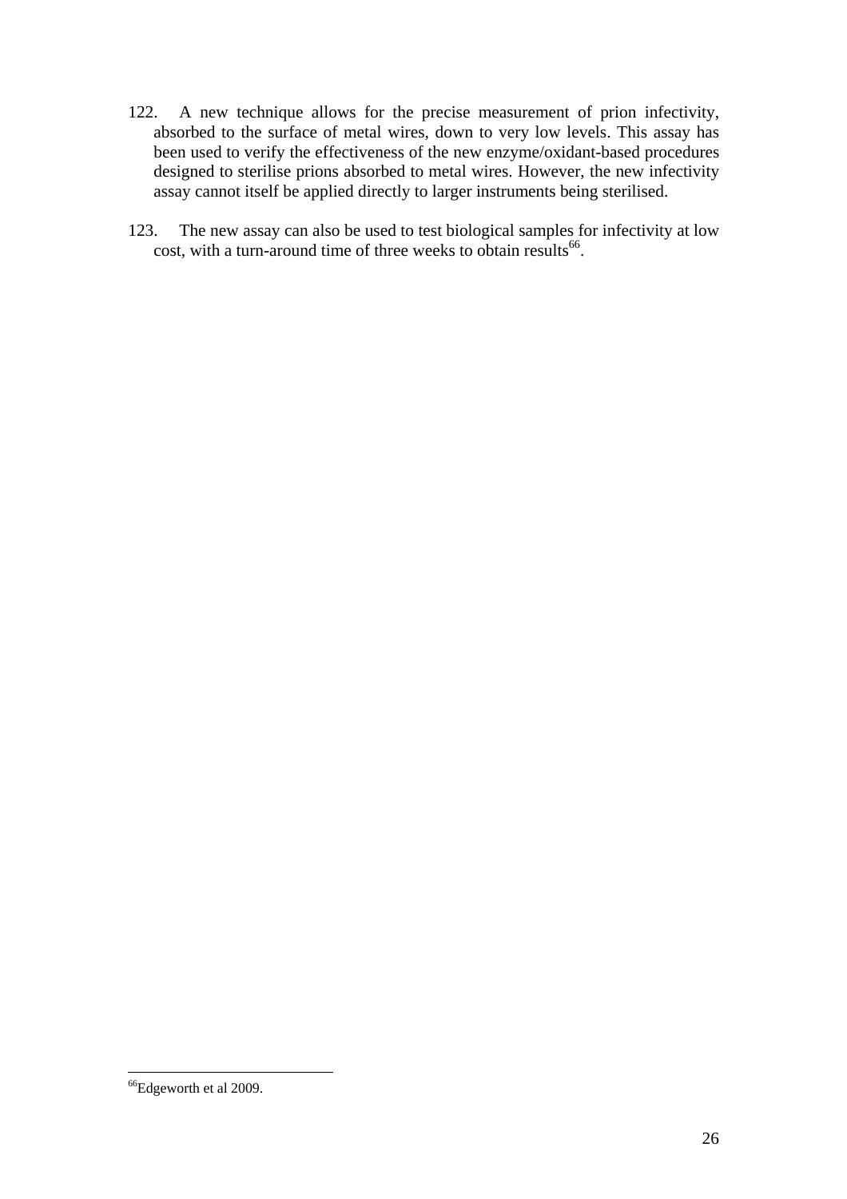122. A new technique allows for the precise measurement of prion infectivity, absorbed to the surface of metal wires, down to very low levels. This assay has been used to verify the effectiveness of the new enzyme/oxidant-based procedures designed to sterilise prions absorbed to metal wires. However, the new infectivity assay cannot itself be applied directly to larger instruments being sterilised.

123. The new assay can also be used to test biological samples for infectivity at low cost, with a turn-around time of three weeks to obtain results[66].

---

[66] Edgeworth et al 2009.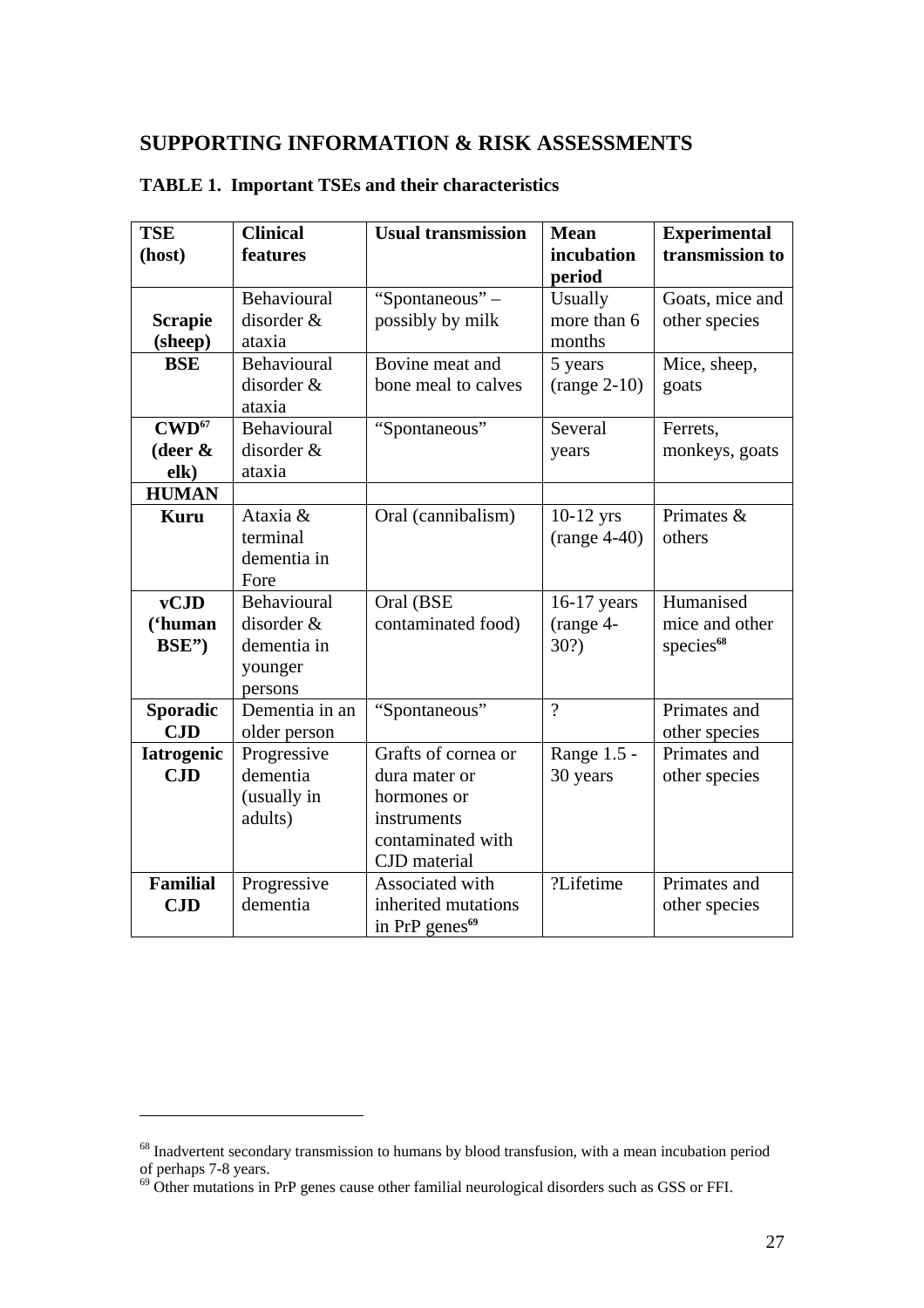## SUPPORTING INFORMATION & RISK ASSESSMENTS

### TABLE 1. Important TSEs and their characteristics

| TSE (host) | Clinical features | Usual transmission | Mean incubation period | Experimental transmission to |
|---|---|---|---|---|
| **Scrapie (sheep)** | Behavioural disorder & ataxia | "Spontaneous" – possibly by milk | Usually more than 6 months | Goats, mice and other species |
| **BSE** | Behavioural disorder & ataxia | Bovine meat and bone meal to calves | 5 years (range 2-10) | Mice, sheep, goats |
| **CWD[67] (deer & elk)** | Behavioural disorder & ataxia | "Spontaneous" | Several years | Ferrets, monkeys, goats |
| **HUMAN** | | | | |
| **Kuru** | Ataxia & terminal dementia in Fore | Oral (cannibalism) | 10-12 yrs (range 4-40) | Primates & others |
| **vCJD ('human BSE")** | Behavioural disorder & dementia in younger persons | Oral (BSE contaminated food) | 16-17 years (range 4-30?) | Humanised mice and other species[68] |
| **Sporadic CJD** | Dementia in an older person | "Spontaneous" | ? | Primates and other species |
| **Iatrogenic CJD** | Progressive dementia (usually in adults) | Grafts of cornea or dura mater or hormones or instruments contaminated with CJD material | Range 1.5 - 30 years | Primates and other species |
| **Familial CJD** | Progressive dementia | Associated with inherited mutations in PrP genes[69] | ?Lifetime | Primates and other species |

---

[68] Inadvertent secondary transmission to humans by blood transfusion, with a mean incubation period of perhaps 7-8 years.

[69] Other mutations in PrP genes cause other familial neurological disorders such as GSS or FFI.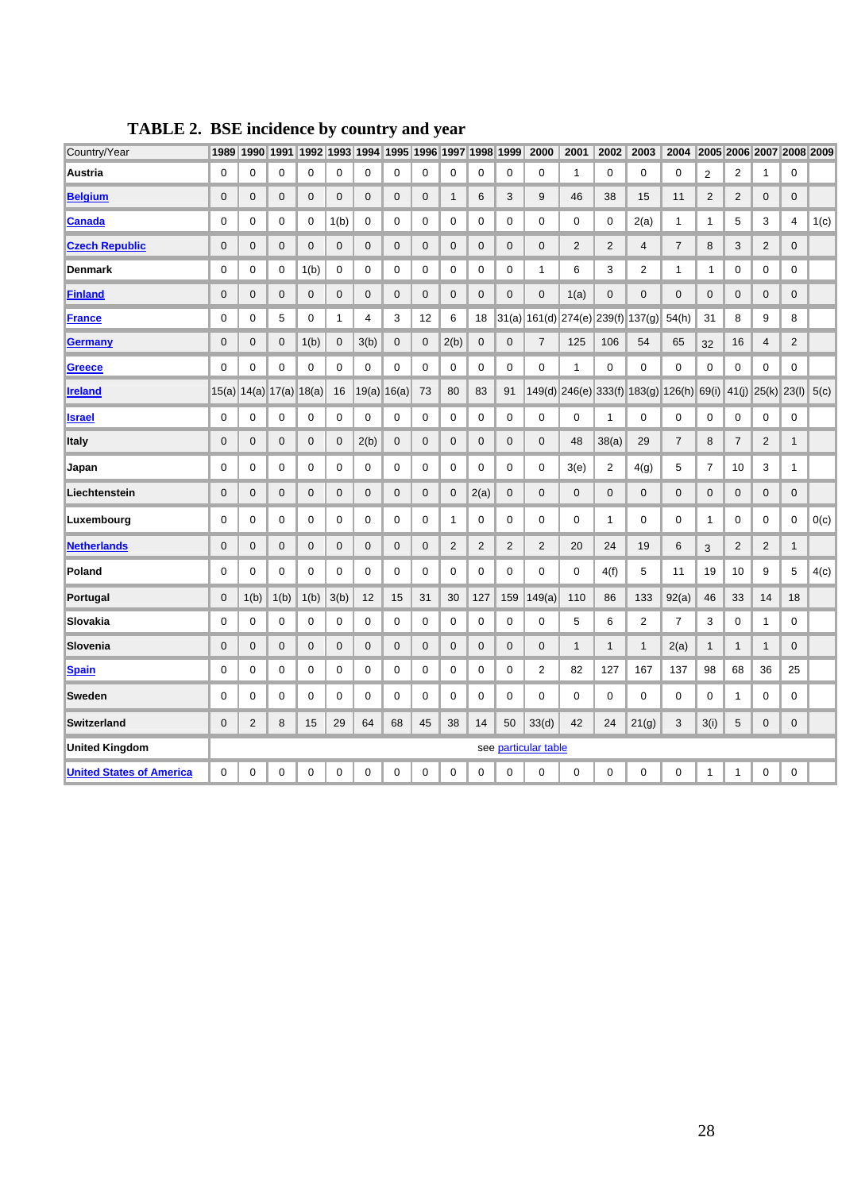## TABLE 2. BSE incidence by country and year

| Country/Year | 1989 | 1990 | 1991 | 1992 | 1993 | 1994 | 1995 | 1996 | 1997 | 1998 | 1999 | 2000 | 2001 | 2002 | 2003 | 2004 | 2005 | 2006 | 2007 | 2008 | 2009 |
|---|---|---|---|---|---|---|---|---|---|---|---|---|---|---|---|---|---|---|---|---|---|
| Austria | 0 | 0 | 0 | 0 | 0 | 0 | 0 | 0 | 0 | 0 | 0 | 0 | 1 | 0 | 0 | 0 | 2 | 2 | 1 | 0 | |
| Belgium | 0 | 0 | 0 | 0 | 0 | 0 | 0 | 0 | 1 | 6 | 3 | 9 | 46 | 38 | 15 | 11 | 2 | 2 | 0 | 0 | |
| Canada | 0 | 0 | 0 | 0 | 1(b) | 0 | 0 | 0 | 0 | 0 | 0 | 0 | 0 | 0 | 2(a) | 1 | 1 | 5 | 3 | 4 | 1(c) |
| Czech Republic | 0 | 0 | 0 | 0 | 0 | 0 | 0 | 0 | 0 | 0 | 0 | 0 | 2 | 2 | 4 | 7 | 8 | 3 | 2 | 0 | |
| Denmark | 0 | 0 | 0 | 1(b) | 0 | 0 | 0 | 0 | 0 | 0 | 0 | 1 | 6 | 3 | 2 | 1 | 1 | 0 | 0 | 0 | |
| Finland | 0 | 0 | 0 | 0 | 0 | 0 | 0 | 0 | 0 | 0 | 0 | 0 | 1(a) | 0 | 0 | 0 | 0 | 0 | 0 | 0 | |
| France | 0 | 0 | 5 | 0 | 1 | 4 | 3 | 12 | 6 | 18 | 31(a) | 161(d) | 274(e) | 239(f) | 137(g) | 54(h) | 31 | 8 | 9 | 8 | |
| Germany | 0 | 0 | 0 | 1(b) | 0 | 3(b) | 0 | 0 | 2(b) | 0 | 0 | 7 | 125 | 106 | 54 | 65 | 32 | 16 | 4 | 2 | |
| Greece | 0 | 0 | 0 | 0 | 0 | 0 | 0 | 0 | 0 | 0 | 0 | 0 | 1 | 0 | 0 | 0 | 0 | 0 | 0 | 0 | |
| Ireland | 15(a) | 14(a) | 17(a) | 18(a) | 16 | 19(a) | 16(a) | 73 | 80 | 83 | 91 | 149(d) | 246(e) | 333(f) | 183(g) | 126(h) | 69(i) | 41(j) | 25(k) | 23(l) | 5(c) |
| Israel | 0 | 0 | 0 | 0 | 0 | 0 | 0 | 0 | 0 | 0 | 0 | 0 | 0 | 1 | 0 | 0 | 0 | 0 | 0 | 0 | |
| Italy | 0 | 0 | 0 | 0 | 0 | 2(b) | 0 | 0 | 0 | 0 | 0 | 0 | 48 | 38(a) | 29 | 7 | 8 | 7 | 2 | 1 | |
| Japan | 0 | 0 | 0 | 0 | 0 | 0 | 0 | 0 | 0 | 0 | 0 | 0 | 3(e) | 2 | 4(g) | 5 | 7 | 10 | 3 | 1 | |
| Liechtenstein | 0 | 0 | 0 | 0 | 0 | 0 | 0 | 0 | 0 | 2(a) | 0 | 0 | 0 | 0 | 0 | 0 | 0 | 0 | 0 | 0 | |
| Luxembourg | 0 | 0 | 0 | 0 | 0 | 0 | 0 | 0 | 1 | 0 | 0 | 0 | 0 | 1 | 0 | 0 | 1 | 0 | 0 | 0 | 0(c) |
| Netherlands | 0 | 0 | 0 | 0 | 0 | 0 | 0 | 0 | 2 | 2 | 2 | 2 | 20 | 24 | 19 | 6 | 3 | 2 | 2 | 1 | |
| Poland | 0 | 0 | 0 | 0 | 0 | 0 | 0 | 0 | 0 | 0 | 0 | 0 | 0 | 4(f) | 5 | 11 | 19 | 10 | 9 | 5 | 4(c) |
| Portugal | 0 | 1(b) | 1(b) | 1(b) | 3(b) | 12 | 15 | 31 | 30 | 127 | 159 | 149(a) | 110 | 86 | 133 | 92(a) | 46 | 33 | 14 | 18 | |
| Slovakia | 0 | 0 | 0 | 0 | 0 | 0 | 0 | 0 | 0 | 0 | 0 | 0 | 5 | 6 | 2 | 7 | 3 | 0 | 1 | 0 | |
| Slovenia | 0 | 0 | 0 | 0 | 0 | 0 | 0 | 0 | 0 | 0 | 0 | 0 | 1 | 1 | 1 | 2(a) | 1 | 1 | 1 | 0 | |
| Spain | 0 | 0 | 0 | 0 | 0 | 0 | 0 | 0 | 0 | 0 | 0 | 2 | 82 | 127 | 167 | 137 | 98 | 68 | 36 | 25 | |
| Sweden | 0 | 0 | 0 | 0 | 0 | 0 | 0 | 0 | 0 | 0 | 0 | 0 | 0 | 0 | 0 | 0 | 0 | 1 | 0 | 0 | |
| Switzerland | 0 | 2 | 8 | 15 | 29 | 64 | 68 | 45 | 38 | 14 | 50 | 33(d) | 42 | 24 | 21(g) | 3 | 3(i) | 5 | 0 | 0 | |
| United Kingdom | see particular table | | | | | | | | | | | | | | | | | | | | |
| United States of America | 0 | 0 | 0 | 0 | 0 | 0 | 0 | 0 | 0 | 0 | 0 | 0 | 0 | 0 | 0 | 0 | 1 | 1 | 0 | 0 | |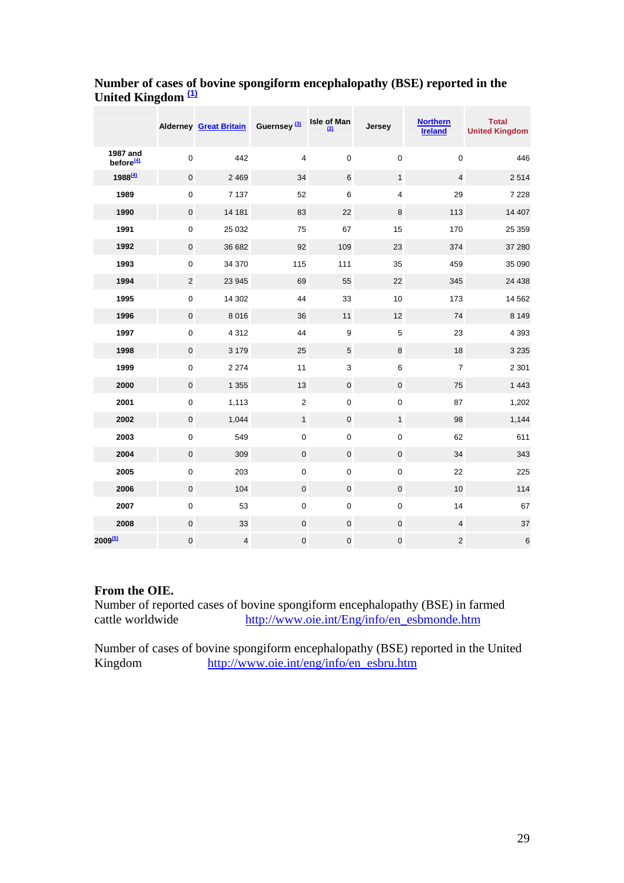**Number of cases of bovine spongiform encephalopathy (BSE) reported in the United Kingdom [(1)]**

| | Alderney | Great Britain | Guernsey [(3)] | Isle of Man [(2)] | Jersey | Northern Ireland | Total United Kingdom |
|---|---|---|---|---|---|---|---|
| 1987 and before[(4)] | 0 | 442 | 4 | 0 | 0 | 0 | 446 |
| 1988[(4)] | 0 | 2 469 | 34 | 6 | 1 | 4 | 2 514 |
| 1989 | 0 | 7 137 | 52 | 6 | 4 | 29 | 7 228 |
| 1990 | 0 | 14 181 | 83 | 22 | 8 | 113 | 14 407 |
| 1991 | 0 | 25 032 | 75 | 67 | 15 | 170 | 25 359 |
| 1992 | 0 | 36 682 | 92 | 109 | 23 | 374 | 37 280 |
| 1993 | 0 | 34 370 | 115 | 111 | 35 | 459 | 35 090 |
| 1994 | 2 | 23 945 | 69 | 55 | 22 | 345 | 24 438 |
| 1995 | 0 | 14 302 | 44 | 33 | 10 | 173 | 14 562 |
| 1996 | 0 | 8 016 | 36 | 11 | 12 | 74 | 8 149 |
| 1997 | 0 | 4 312 | 44 | 9 | 5 | 23 | 4 393 |
| 1998 | 0 | 3 179 | 25 | 5 | 8 | 18 | 3 235 |
| 1999 | 0 | 2 274 | 11 | 3 | 6 | 7 | 2 301 |
| 2000 | 0 | 1 355 | 13 | 0 | 0 | 75 | 1 443 |
| 2001 | 0 | 1,113 | 2 | 0 | 0 | 87 | 1,202 |
| 2002 | 0 | 1,044 | 1 | 0 | 1 | 98 | 1,144 |
| 2003 | 0 | 549 | 0 | 0 | 0 | 62 | 611 |
| 2004 | 0 | 309 | 0 | 0 | 0 | 34 | 343 |
| 2005 | 0 | 203 | 0 | 0 | 0 | 22 | 225 |
| 2006 | 0 | 104 | 0 | 0 | 0 | 10 | 114 |
| 2007 | 0 | 53 | 0 | 0 | 0 | 14 | 67 |
| 2008 | 0 | 33 | 0 | 0 | 0 | 4 | 37 |
| 2009[(5)] | 0 | 4 | 0 | 0 | 0 | 2 | 6 |

**From the OIE.**

Number of reported cases of bovine spongiform encephalopathy (BSE) in farmed cattle worldwide http://www.oie.int/Eng/info/en_esbmonde.htm

Number of cases of bovine spongiform encephalopathy (BSE) reported in the United Kingdom http://www.oie.int/eng/info/en_esbru.htm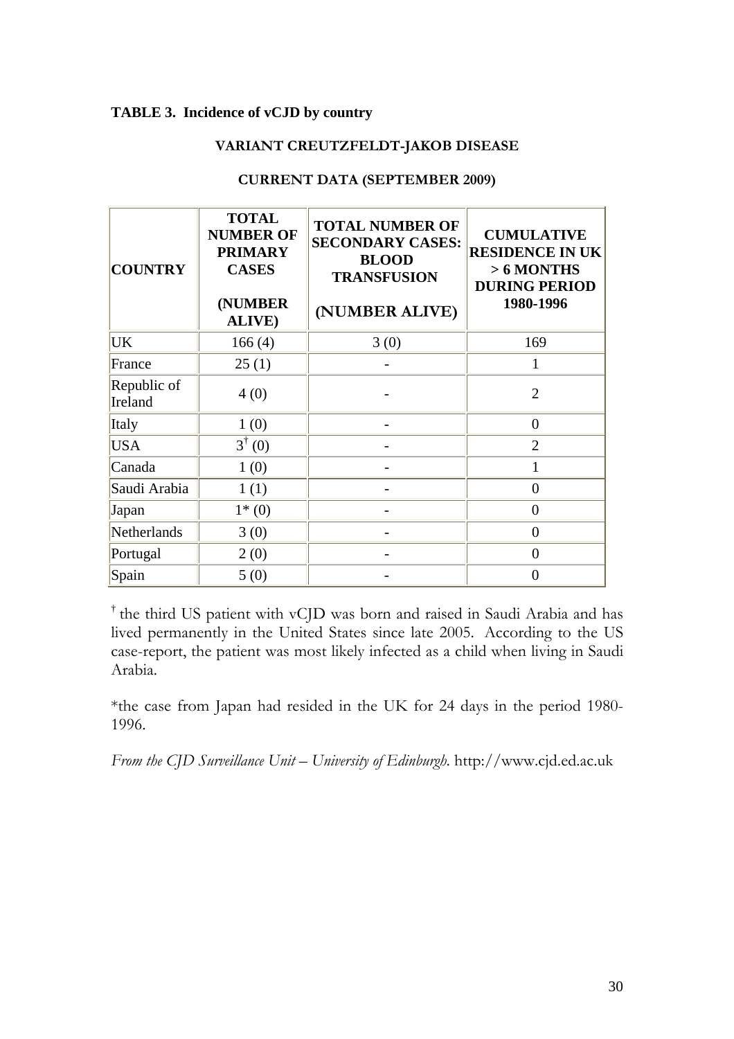**TABLE 3. Incidence of vCJD by country**

**VARIANT CREUTZFELDT-JAKOB DISEASE**

**CURRENT DATA (SEPTEMBER 2009)**

| COUNTRY | TOTAL NUMBER OF PRIMARY CASES (NUMBER ALIVE) | TOTAL NUMBER OF SECONDARY CASES: BLOOD TRANSFUSION (NUMBER ALIVE) | CUMULATIVE RESIDENCE IN UK > 6 MONTHS DURING PERIOD 1980-1996 |
|---|---|---|---|
| UK | 166 (4) | 3 (0) | 169 |
| France | 25 (1) | - | 1 |
| Republic of Ireland | 4 (0) | - | 2 |
| Italy | 1 (0) | - | 0 |
| USA | 3† (0) | - | 2 |
| Canada | 1 (0) | - | 1 |
| Saudi Arabia | 1 (1) | - | 0 |
| Japan | 1* (0) | - | 0 |
| Netherlands | 3 (0) | - | 0 |
| Portugal | 2 (0) | - | 0 |
| Spain | 5 (0) | - | 0 |

† the third US patient with vCJD was born and raised in Saudi Arabia and has lived permanently in the United States since late 2005. According to the US case-report, the patient was most likely infected as a child when living in Saudi Arabia.

*the case from Japan had resided in the UK for 24 days in the period 1980-1996.

*From the CJD Surveillance Unit – University of Edinburgh.* http://www.cjd.ed.ac.uk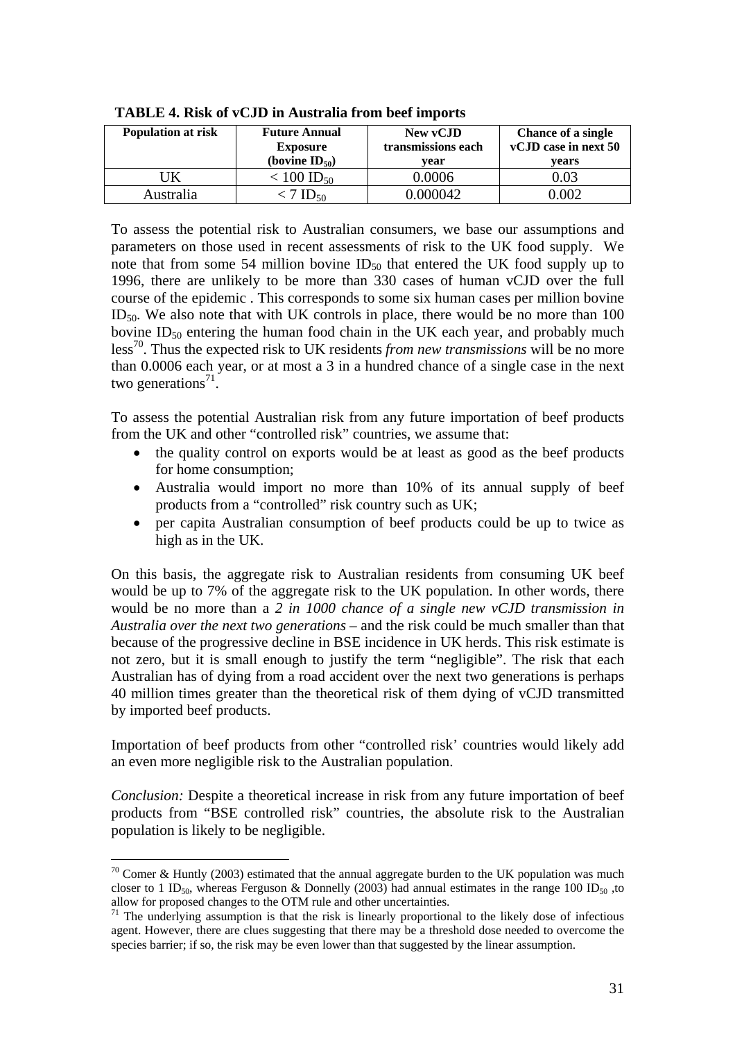**TABLE 4. Risk of vCJD in Australia from beef imports**

| Population at risk | Future Annual Exposure (bovine $ID_{50}$) | New vCJD transmissions each year | Chance of a single vCJD case in next 50 years |
|---|---|---|---|
| UK | $< 100\ ID_{50}$ | 0.0006 | 0.03 |
| Australia | $< 7\ ID_{50}$ | 0.000042 | 0.002 |

To assess the potential risk to Australian consumers, we base our assumptions and parameters on those used in recent assessments of risk to the UK food supply. We note that from some 54 million bovine $ID_{50}$ that entered the UK food supply up to 1996, there are unlikely to be more than 330 cases of human vCJD over the full course of the epidemic . This corresponds to some six human cases per million bovine $ID_{50}$. We also note that with UK controls in place, there would be no more than 100 bovine $ID_{50}$ entering the human food chain in the UK each year, and probably much less[70]. Thus the expected risk to UK residents *from new transmissions* will be no more than 0.0006 each year, or at most a 3 in a hundred chance of a single case in the next two generations[71].

To assess the potential Australian risk from any future importation of beef products from the UK and other "controlled risk" countries, we assume that:

- the quality control on exports would be at least as good as the beef products for home consumption;
- Australia would import no more than 10% of its annual supply of beef products from a "controlled" risk country such as UK;
- per capita Australian consumption of beef products could be up to twice as high as in the UK.

On this basis, the aggregate risk to Australian residents from consuming UK beef would be up to 7% of the aggregate risk to the UK population. In other words, there would be no more than a *2 in 1000 chance of a single new vCJD transmission in Australia over the next two generations* – and the risk could be much smaller than that because of the progressive decline in BSE incidence in UK herds. This risk estimate is not zero, but it is small enough to justify the term "negligible". The risk that each Australian has of dying from a road accident over the next two generations is perhaps 40 million times greater than the theoretical risk of them dying of vCJD transmitted by imported beef products.

Importation of beef products from other "controlled risk' countries would likely add an even more negligible risk to the Australian population.

*Conclusion:* Despite a theoretical increase in risk from any future importation of beef products from "BSE controlled risk" countries, the absolute risk to the Australian population is likely to be negligible.

---

[70] Comer & Huntly (2003) estimated that the annual aggregate burden to the UK population was much closer to 1 $ID_{50}$, whereas Ferguson & Donnelly (2003) had annual estimates in the range 100 $ID_{50}$ ,to allow for proposed changes to the OTM rule and other uncertainties.

[71] The underlying assumption is that the risk is linearly proportional to the likely dose of infectious agent. However, there are clues suggesting that there may be a threshold dose needed to overcome the species barrier; if so, the risk may be even lower than that suggested by the linear assumption.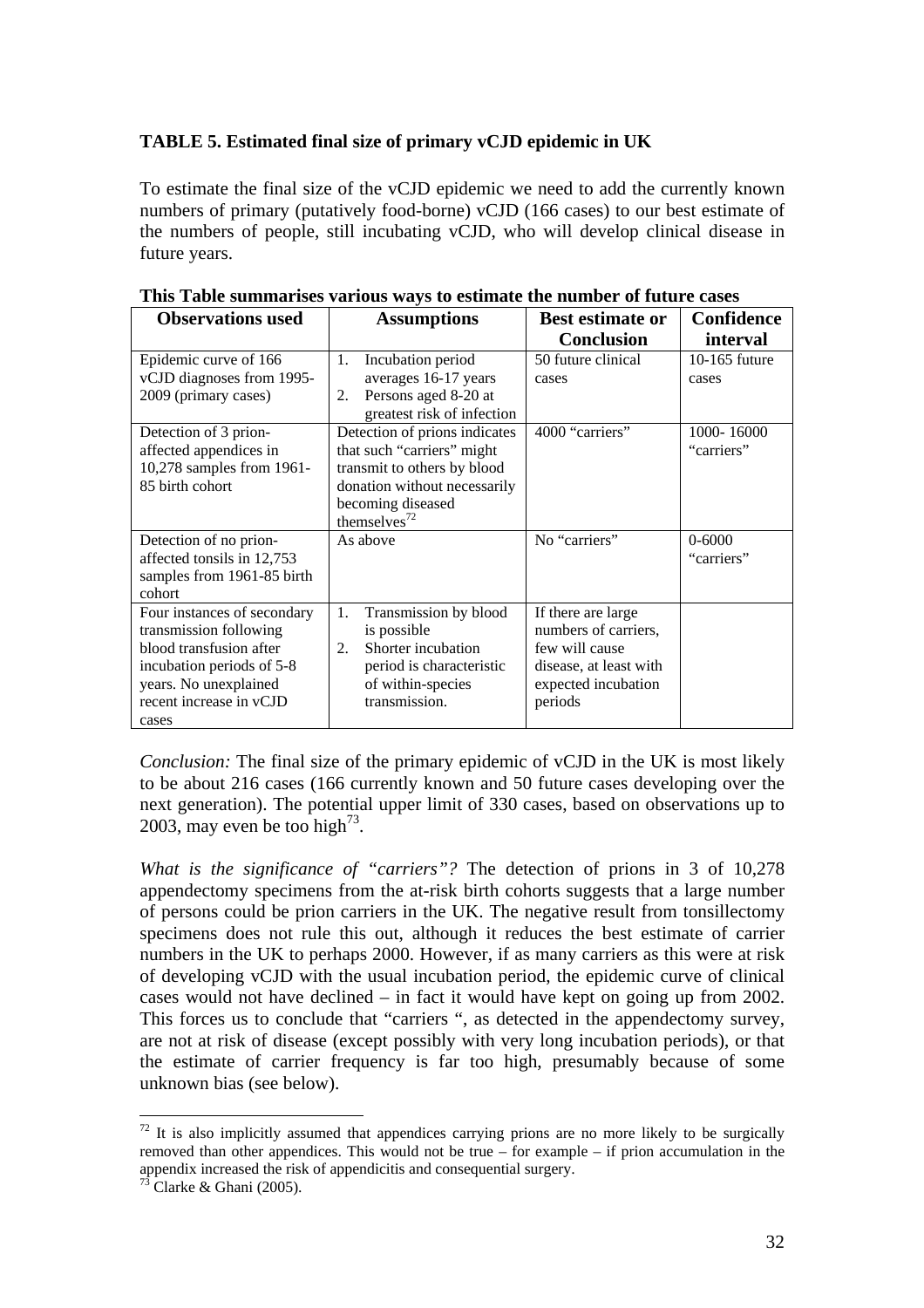**TABLE 5. Estimated final size of primary vCJD epidemic in UK**

To estimate the final size of the vCJD epidemic we need to add the currently known numbers of primary (putatively food-borne) vCJD (166 cases) to our best estimate of the numbers of people, still incubating vCJD, who will develop clinical disease in future years.

**This Table summarises various ways to estimate the number of future cases**

| Observations used | Assumptions | Best estimate or Conclusion | Confidence interval |
|---|---|---|---|
| Epidemic curve of 166 vCJD diagnoses from 1995-2009 (primary cases) | 1. Incubation period averages 16-17 years<br>2. Persons aged 8-20 at greatest risk of infection | 50 future clinical cases | 10-165 future cases |
| Detection of 3 prion-affected appendices in 10,278 samples from 1961-85 birth cohort | Detection of prions indicates that such "carriers" might transmit to others by blood donation without necessarily becoming diseased themselves[72] | 4000 "carriers" | 1000- 16000 "carriers" |
| Detection of no prion-affected tonsils in 12,753 samples from 1961-85 birth cohort | As above | No "carriers" | 0-6000 "carriers" |
| Four instances of secondary transmission following blood transfusion after incubation periods of 5-8 years. No unexplained recent increase in vCJD cases | 1. Transmission by blood is possible<br>2. Shorter incubation period is characteristic of within-species transmission. | If there are large numbers of carriers, few will cause disease, at least with expected incubation periods | |

*Conclusion:* The final size of the primary epidemic of vCJD in the UK is most likely to be about 216 cases (166 currently known and 50 future cases developing over the next generation). The potential upper limit of 330 cases, based on observations up to 2003, may even be too high[73].

*What is the significance of "carriers"?* The detection of prions in 3 of 10,278 appendectomy specimens from the at-risk birth cohorts suggests that a large number of persons could be prion carriers in the UK. The negative result from tonsillectomy specimens does not rule this out, although it reduces the best estimate of carrier numbers in the UK to perhaps 2000. However, if as many carriers as this were at risk of developing vCJD with the usual incubation period, the epidemic curve of clinical cases would not have declined – in fact it would have kept on going up from 2002. This forces us to conclude that "carriers ", as detected in the appendectomy survey, are not at risk of disease (except possibly with very long incubation periods), or that the estimate of carrier frequency is far too high, presumably because of some unknown bias (see below).

---

[72] It is also implicitly assumed that appendices carrying prions are no more likely to be surgically removed than other appendices. This would not be true – for example – if prion accumulation in the appendix increased the risk of appendicitis and consequential surgery.

[73] Clarke & Ghani (2005).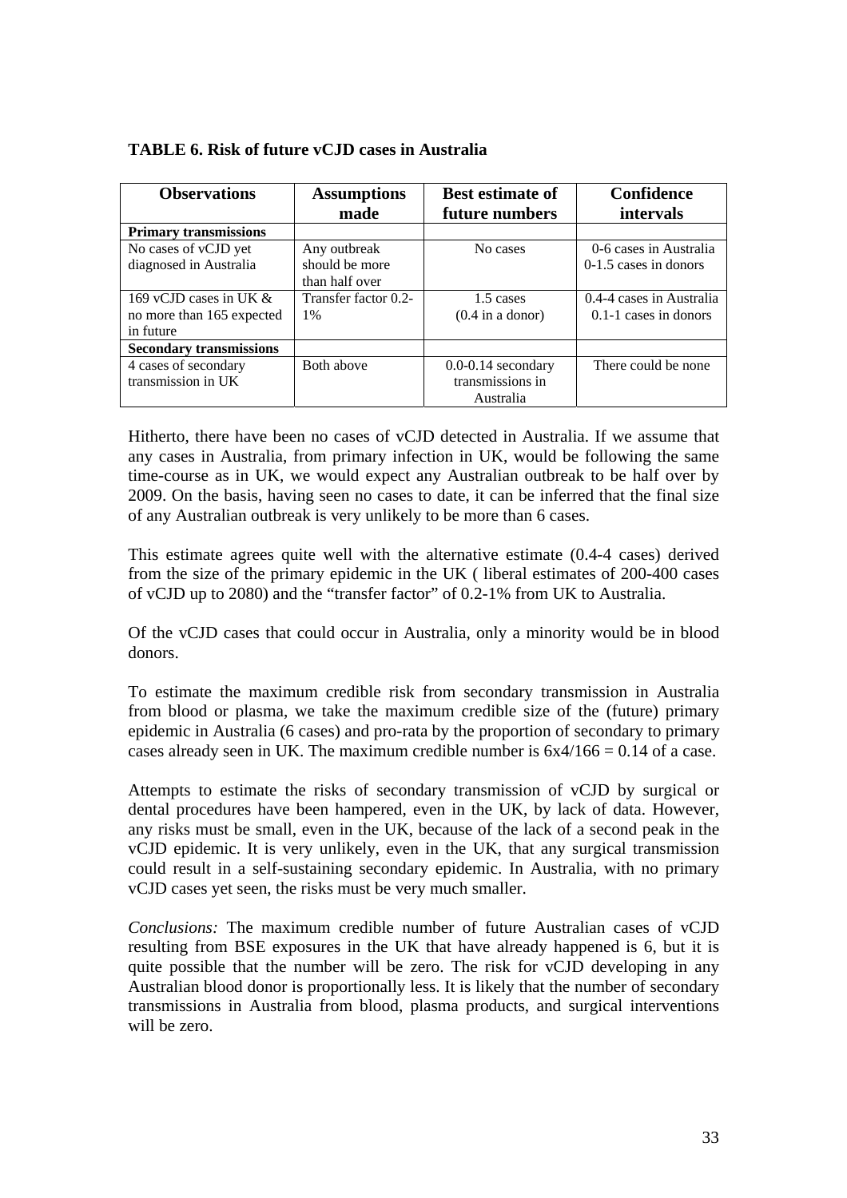**TABLE 6. Risk of future vCJD cases in Australia**

| Observations | Assumptions made | Best estimate of future numbers | Confidence intervals |
|---|---|---|---|
| **Primary transmissions** | | | |
| No cases of vCJD yet diagnosed in Australia | Any outbreak should be more than half over | No cases | 0-6 cases in Australia 0-1.5 cases in donors |
| 169 vCJD cases in UK & no more than 165 expected in future | Transfer factor 0.2-1% | 1.5 cases (0.4 in a donor) | 0.4-4 cases in Australia 0.1-1 cases in donors |
| **Secondary transmissions** | | | |
| 4 cases of secondary transmission in UK | Both above | 0.0-0.14 secondary transmissions in Australia | There could be none |

Hitherto, there have been no cases of vCJD detected in Australia. If we assume that any cases in Australia, from primary infection in UK, would be following the same time-course as in UK, we would expect any Australian outbreak to be half over by 2009. On the basis, having seen no cases to date, it can be inferred that the final size of any Australian outbreak is very unlikely to be more than 6 cases.

This estimate agrees quite well with the alternative estimate (0.4-4 cases) derived from the size of the primary epidemic in the UK ( liberal estimates of 200-400 cases of vCJD up to 2080) and the "transfer factor" of 0.2-1% from UK to Australia.

Of the vCJD cases that could occur in Australia, only a minority would be in blood donors.

To estimate the maximum credible risk from secondary transmission in Australia from blood or plasma, we take the maximum credible size of the (future) primary epidemic in Australia (6 cases) and pro-rata by the proportion of secondary to primary cases already seen in UK. The maximum credible number is $6 \times 4/166 = 0.14$ of a case.

Attempts to estimate the risks of secondary transmission of vCJD by surgical or dental procedures have been hampered, even in the UK, by lack of data. However, any risks must be small, even in the UK, because of the lack of a second peak in the vCJD epidemic. It is very unlikely, even in the UK, that any surgical transmission could result in a self-sustaining secondary epidemic. In Australia, with no primary vCJD cases yet seen, the risks must be very much smaller.

*Conclusions:* The maximum credible number of future Australian cases of vCJD resulting from BSE exposures in the UK that have already happened is 6, but it is quite possible that the number will be zero. The risk for vCJD developing in any Australian blood donor is proportionally less. It is likely that the number of secondary transmissions in Australia from blood, plasma products, and surgical interventions will be zero.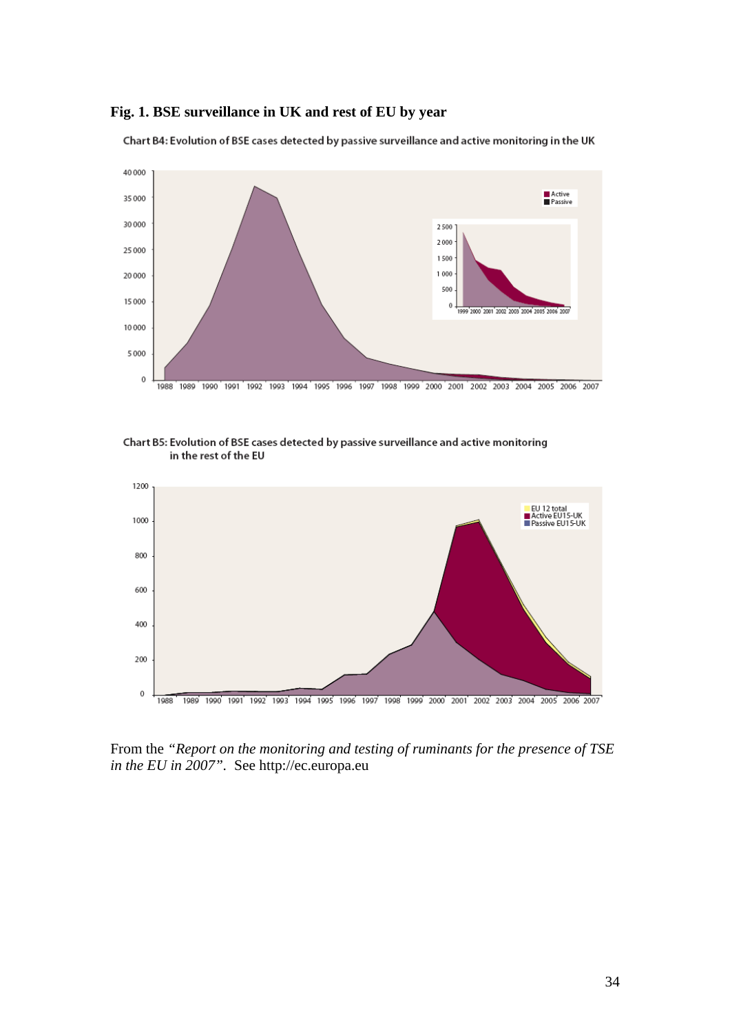**Fig. 1. BSE surveillance in UK and rest of EU by year**

Chart B4: Evolution of BSE cases detected by passive surveillance and active monitoring in the UK

Chart B5: Evolution of BSE cases detected by passive surveillance and active monitoring in the rest of the EU

From the *"Report on the monitoring and testing of ruminants for the presence of TSE in the EU in 2007"*. See http://ec.europa.eu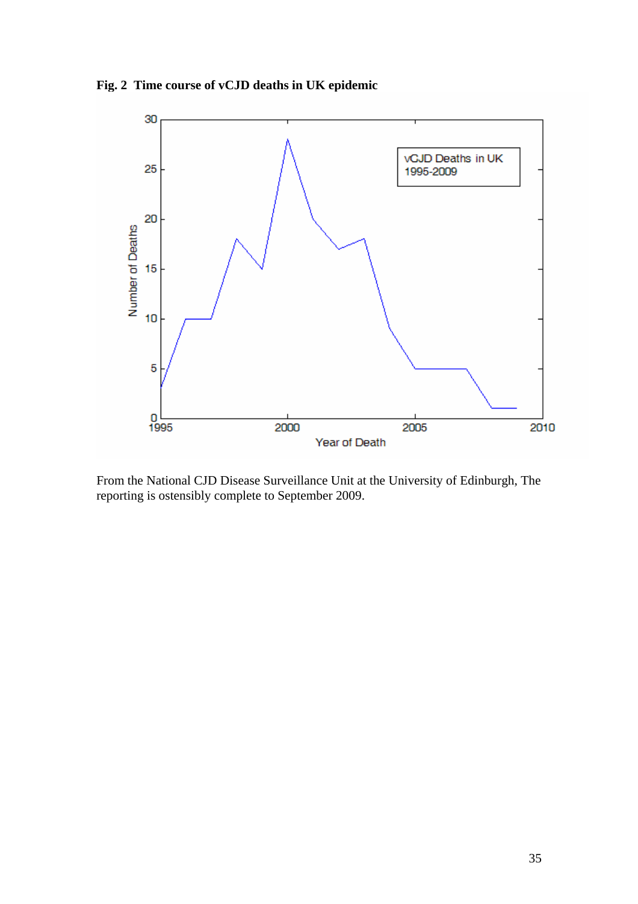**Fig. 2 Time course of vCJD deaths in UK epidemic**

From the National CJD Disease Surveillance Unit at the University of Edinburgh, The reporting is ostensibly complete to September 2009.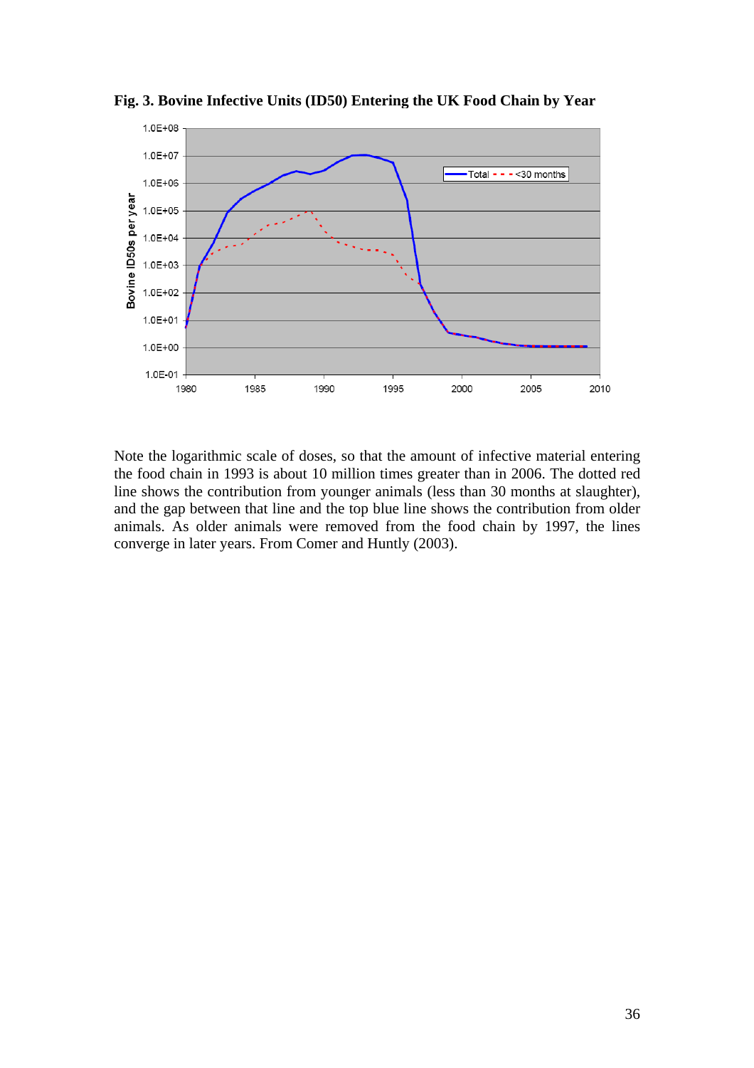**Fig. 3. Bovine Infective Units (ID50) Entering the UK Food Chain by Year**

Note the logarithmic scale of doses, so that the amount of infective material entering the food chain in 1993 is about 10 million times greater than in 2006. The dotted red line shows the contribution from younger animals (less than 30 months at slaughter), and the gap between that line and the top blue line shows the contribution from older animals. As older animals were removed from the food chain by 1997, the lines converge in later years. From Comer and Huntly (2003).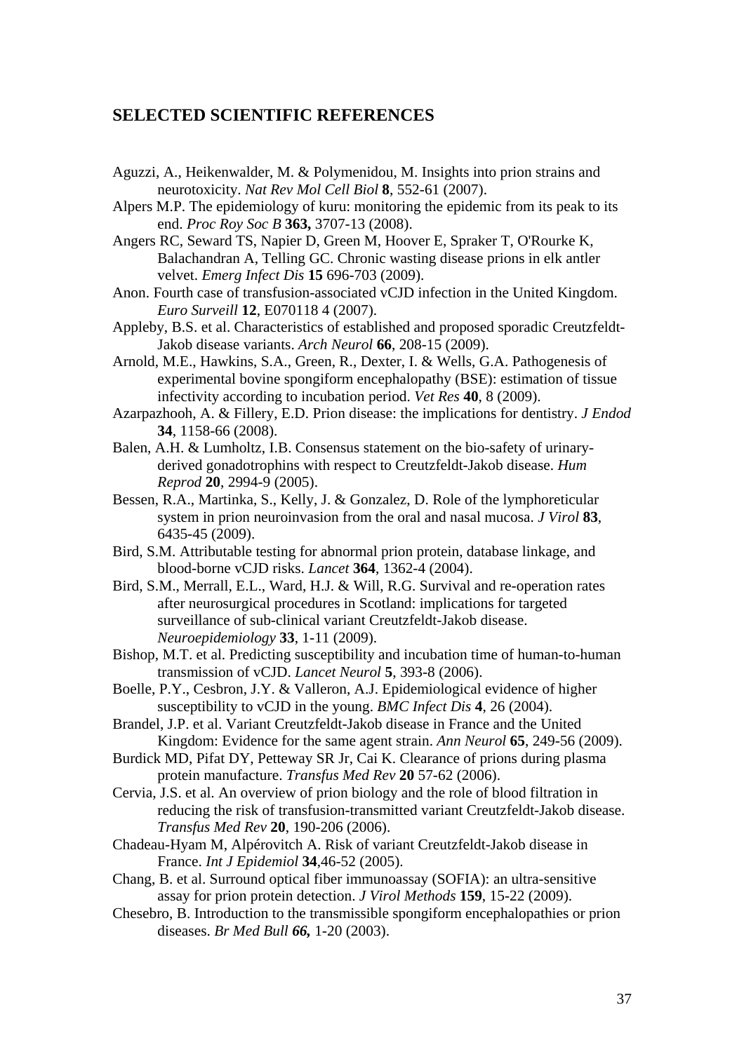## SELECTED SCIENTIFIC REFERENCES

Aguzzi, A., Heikenwalder, M. & Polymenidou, M. Insights into prion strains and neurotoxicity. *Nat Rev Mol Cell Biol* **8**, 552-61 (2007).

Alpers M.P. The epidemiology of kuru: monitoring the epidemic from its peak to its end. *Proc Roy Soc B* **363,** 3707-13 (2008).

Angers RC, Seward TS, Napier D, Green M, Hoover E, Spraker T, O'Rourke K, Balachandran A, Telling GC. Chronic wasting disease prions in elk antler velvet. *Emerg Infect Dis* **15** 696-703 (2009).

Anon. Fourth case of transfusion-associated vCJD infection in the United Kingdom. *Euro Surveill* **12**, E070118 4 (2007).

Appleby, B.S. et al. Characteristics of established and proposed sporadic Creutzfeldt-Jakob disease variants. *Arch Neurol* **66**, 208-15 (2009).

Arnold, M.E., Hawkins, S.A., Green, R., Dexter, I. & Wells, G.A. Pathogenesis of experimental bovine spongiform encephalopathy (BSE): estimation of tissue infectivity according to incubation period. *Vet Res* **40**, 8 (2009).

Azarpazhooh, A. & Fillery, E.D. Prion disease: the implications for dentistry. *J Endod* **34**, 1158-66 (2008).

Balen, A.H. & Lumholtz, I.B. Consensus statement on the bio-safety of urinary-derived gonadotrophins with respect to Creutzfeldt-Jakob disease. *Hum Reprod* **20**, 2994-9 (2005).

Bessen, R.A., Martinka, S., Kelly, J. & Gonzalez, D. Role of the lymphoreticular system in prion neuroinvasion from the oral and nasal mucosa. *J Virol* **83**, 6435-45 (2009).

Bird, S.M. Attributable testing for abnormal prion protein, database linkage, and blood-borne vCJD risks. *Lancet* **364**, 1362-4 (2004).

Bird, S.M., Merrall, E.L., Ward, H.J. & Will, R.G. Survival and re-operation rates after neurosurgical procedures in Scotland: implications for targeted surveillance of sub-clinical variant Creutzfeldt-Jakob disease. *Neuroepidemiology* **33**, 1-11 (2009).

Bishop, M.T. et al. Predicting susceptibility and incubation time of human-to-human transmission of vCJD. *Lancet Neurol* **5**, 393-8 (2006).

Boelle, P.Y., Cesbron, J.Y. & Valleron, A.J. Epidemiological evidence of higher susceptibility to vCJD in the young. *BMC Infect Dis* **4**, 26 (2004).

Brandel, J.P. et al. Variant Creutzfeldt-Jakob disease in France and the United Kingdom: Evidence for the same agent strain. *Ann Neurol* **65**, 249-56 (2009).

Burdick MD, Pifat DY, Petteway SR Jr, Cai K. Clearance of prions during plasma protein manufacture. *Transfus Med Rev* **20** 57-62 (2006).

Cervia, J.S. et al. An overview of prion biology and the role of blood filtration in reducing the risk of transfusion-transmitted variant Creutzfeldt-Jakob disease. *Transfus Med Rev* **20**, 190-206 (2006).

Chadeau-Hyam M, Alpérovitch A. Risk of variant Creutzfeldt-Jakob disease in France. *Int J Epidemiol* **34**,46-52 (2005).

Chang, B. et al. Surround optical fiber immunoassay (SOFIA): an ultra-sensitive assay for prion protein detection. *J Virol Methods* **159**, 15-22 (2009).

Chesebro, B. Introduction to the transmissible spongiform encephalopathies or prion diseases. *Br Med Bull* ***66,*** 1-20 (2003).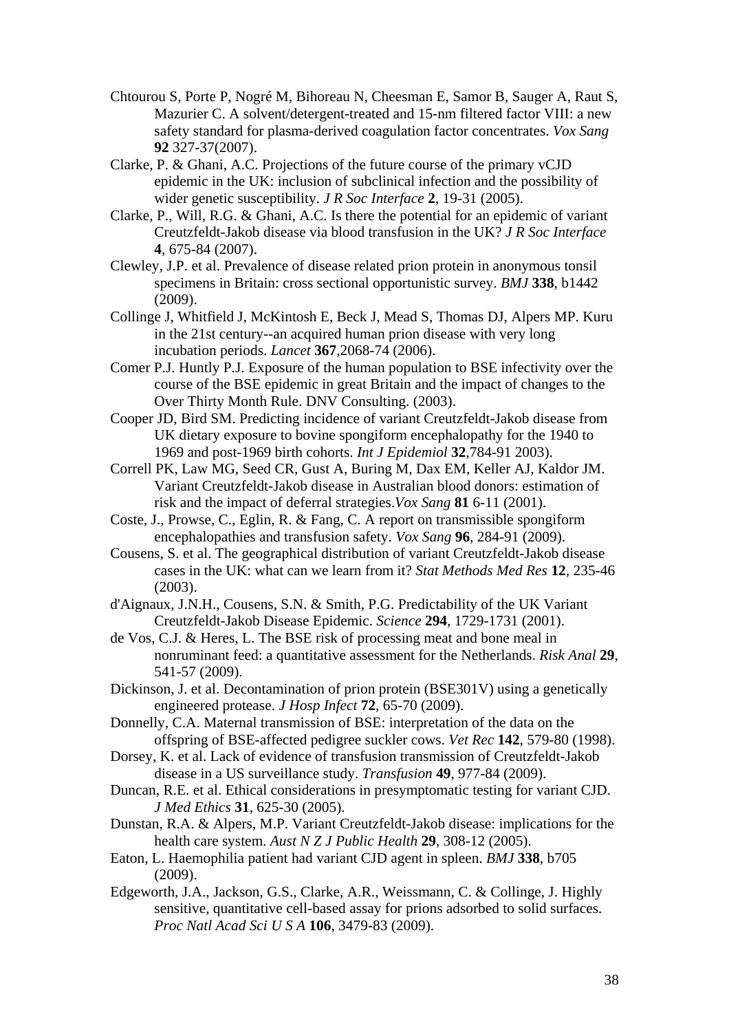Chtourou S, Porte P, Nogré M, Bihoreau N, Cheesman E, Samor B, Sauger A, Raut S, Mazurier C. A solvent/detergent-treated and 15-nm filtered factor VIII: a new safety standard for plasma-derived coagulation factor concentrates. *Vox Sang* **92** 327-37(2007).

Clarke, P. & Ghani, A.C. Projections of the future course of the primary vCJD epidemic in the UK: inclusion of subclinical infection and the possibility of wider genetic susceptibility. *J R Soc Interface* **2**, 19-31 (2005).

Clarke, P., Will, R.G. & Ghani, A.C. Is there the potential for an epidemic of variant Creutzfeldt-Jakob disease via blood transfusion in the UK? *J R Soc Interface* **4**, 675-84 (2007).

Clewley, J.P. et al. Prevalence of disease related prion protein in anonymous tonsil specimens in Britain: cross sectional opportunistic survey. *BMJ* **338**, b1442 (2009).

Collinge J, Whitfield J, McKintosh E, Beck J, Mead S, Thomas DJ, Alpers MP. Kuru in the 21st century--an acquired human prion disease with very long incubation periods. *Lancet* **367**,2068-74 (2006).

Comer P.J. Huntly P.J. Exposure of the human population to BSE infectivity over the course of the BSE epidemic in great Britain and the impact of changes to the Over Thirty Month Rule. DNV Consulting. (2003).

Cooper JD, Bird SM. Predicting incidence of variant Creutzfeldt-Jakob disease from UK dietary exposure to bovine spongiform encephalopathy for the 1940 to 1969 and post-1969 birth cohorts. *Int J Epidemiol* **32**,784-91 2003).

Correll PK, Law MG, Seed CR, Gust A, Buring M, Dax EM, Keller AJ, Kaldor JM. Variant Creutzfeldt-Jakob disease in Australian blood donors: estimation of risk and the impact of deferral strategies.*Vox Sang* **81** 6-11 (2001).

Coste, J., Prowse, C., Eglin, R. & Fang, C. A report on transmissible spongiform encephalopathies and transfusion safety. *Vox Sang* **96**, 284-91 (2009).

Cousens, S. et al. The geographical distribution of variant Creutzfeldt-Jakob disease cases in the UK: what can we learn from it? *Stat Methods Med Res* **12**, 235-46 (2003).

d'Aignaux, J.N.H., Cousens, S.N. & Smith, P.G. Predictability of the UK Variant Creutzfeldt-Jakob Disease Epidemic. *Science* **294**, 1729-1731 (2001).

de Vos, C.J. & Heres, L. The BSE risk of processing meat and bone meal in nonruminant feed: a quantitative assessment for the Netherlands. *Risk Anal* **29**, 541-57 (2009).

Dickinson, J. et al. Decontamination of prion protein (BSE301V) using a genetically engineered protease. *J Hosp Infect* **72**, 65-70 (2009).

Donnelly, C.A. Maternal transmission of BSE: interpretation of the data on the offspring of BSE-affected pedigree suckler cows. *Vet Rec* **142**, 579-80 (1998).

Dorsey, K. et al. Lack of evidence of transfusion transmission of Creutzfeldt-Jakob disease in a US surveillance study. *Transfusion* **49**, 977-84 (2009).

Duncan, R.E. et al. Ethical considerations in presymptomatic testing for variant CJD. *J Med Ethics* **31**, 625-30 (2005).

Dunstan, R.A. & Alpers, M.P. Variant Creutzfeldt-Jakob disease: implications for the health care system. *Aust N Z J Public Health* **29**, 308-12 (2005).

Eaton, L. Haemophilia patient had variant CJD agent in spleen. *BMJ* **338**, b705 (2009).

Edgeworth, J.A., Jackson, G.S., Clarke, A.R., Weissmann, C. & Collinge, J. Highly sensitive, quantitative cell-based assay for prions adsorbed to solid surfaces. *Proc Natl Acad Sci U S A* **106**, 3479-83 (2009).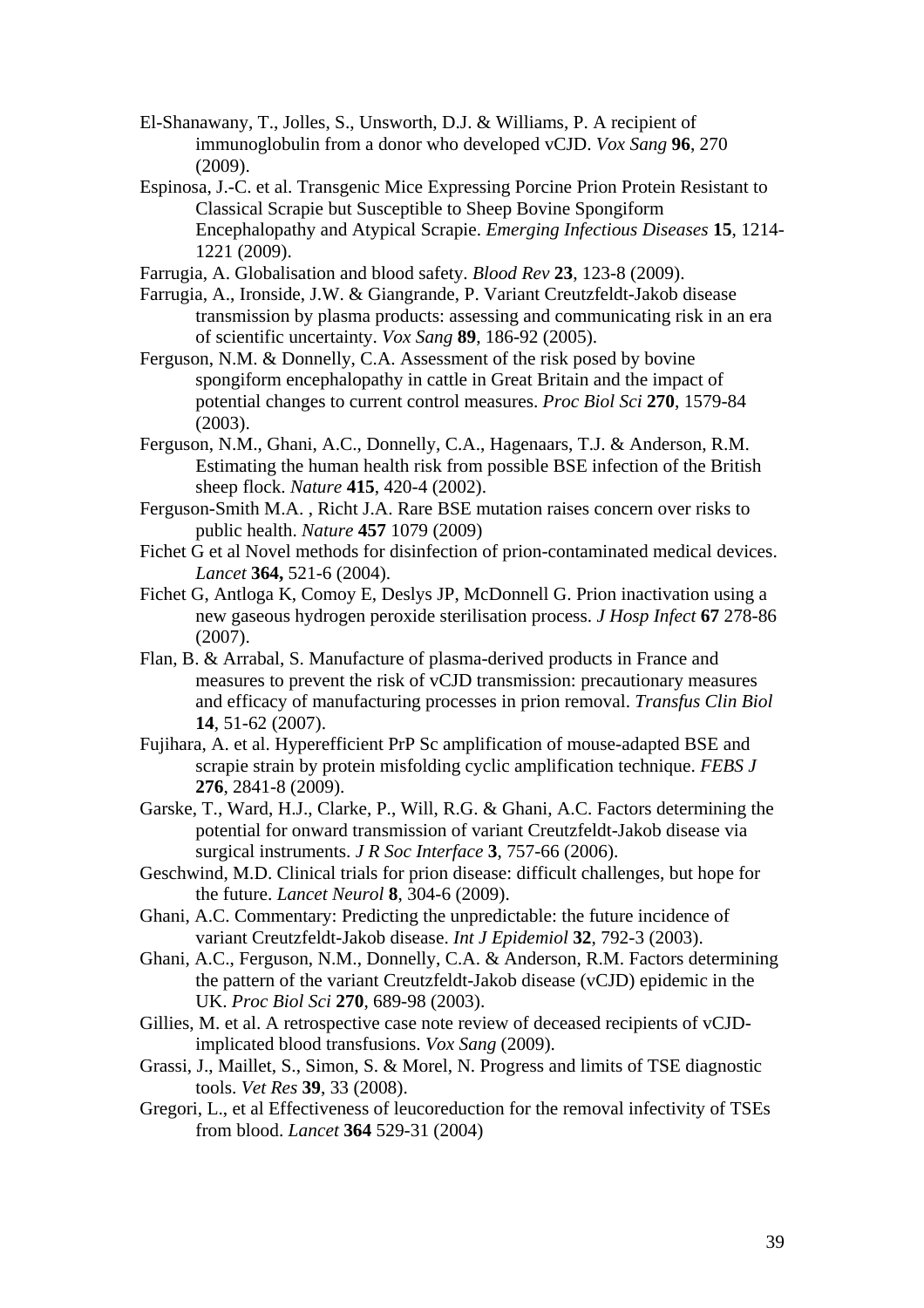El-Shanawany, T., Jolles, S., Unsworth, D.J. & Williams, P. A recipient of immunoglobulin from a donor who developed vCJD. *Vox Sang* **96**, 270 (2009).

Espinosa, J.-C. et al. Transgenic Mice Expressing Porcine Prion Protein Resistant to Classical Scrapie but Susceptible to Sheep Bovine Spongiform Encephalopathy and Atypical Scrapie. *Emerging Infectious Diseases* **15**, 1214-1221 (2009).

Farrugia, A. Globalisation and blood safety. *Blood Rev* **23**, 123-8 (2009).

Farrugia, A., Ironside, J.W. & Giangrande, P. Variant Creutzfeldt-Jakob disease transmission by plasma products: assessing and communicating risk in an era of scientific uncertainty. *Vox Sang* **89**, 186-92 (2005).

Ferguson, N.M. & Donnelly, C.A. Assessment of the risk posed by bovine spongiform encephalopathy in cattle in Great Britain and the impact of potential changes to current control measures. *Proc Biol Sci* **270**, 1579-84 (2003).

Ferguson, N.M., Ghani, A.C., Donnelly, C.A., Hagenaars, T.J. & Anderson, R.M. Estimating the human health risk from possible BSE infection of the British sheep flock. *Nature* **415**, 420-4 (2002).

Ferguson-Smith M.A. , Richt J.A. Rare BSE mutation raises concern over risks to public health. *Nature* **457** 1079 (2009)

Fichet G et al Novel methods for disinfection of prion-contaminated medical devices. *Lancet* **364,** 521-6 (2004).

Fichet G, Antloga K, Comoy E, Deslys JP, McDonnell G. Prion inactivation using a new gaseous hydrogen peroxide sterilisation process. *J Hosp Infect* **67** 278-86 (2007).

Flan, B. & Arrabal, S. Manufacture of plasma-derived products in France and measures to prevent the risk of vCJD transmission: precautionary measures and efficacy of manufacturing processes in prion removal. *Transfus Clin Biol* **14**, 51-62 (2007).

Fujihara, A. et al. Hyperefficient PrP Sc amplification of mouse-adapted BSE and scrapie strain by protein misfolding cyclic amplification technique. *FEBS J* **276**, 2841-8 (2009).

Garske, T., Ward, H.J., Clarke, P., Will, R.G. & Ghani, A.C. Factors determining the potential for onward transmission of variant Creutzfeldt-Jakob disease via surgical instruments. *J R Soc Interface* **3**, 757-66 (2006).

Geschwind, M.D. Clinical trials for prion disease: difficult challenges, but hope for the future. *Lancet Neurol* **8**, 304-6 (2009).

Ghani, A.C. Commentary: Predicting the unpredictable: the future incidence of variant Creutzfeldt-Jakob disease. *Int J Epidemiol* **32**, 792-3 (2003).

Ghani, A.C., Ferguson, N.M., Donnelly, C.A. & Anderson, R.M. Factors determining the pattern of the variant Creutzfeldt-Jakob disease (vCJD) epidemic in the UK. *Proc Biol Sci* **270**, 689-98 (2003).

Gillies, M. et al. A retrospective case note review of deceased recipients of vCJD-implicated blood transfusions. *Vox Sang* (2009).

Grassi, J., Maillet, S., Simon, S. & Morel, N. Progress and limits of TSE diagnostic tools. *Vet Res* **39**, 33 (2008).

Gregori, L., et al Effectiveness of leucoreduction for the removal infectivity of TSEs from blood. *Lancet* **364** 529-31 (2004)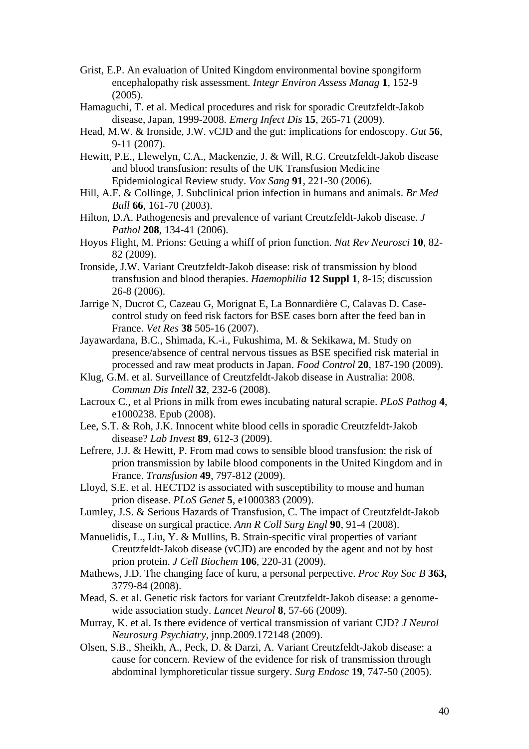Grist, E.P. An evaluation of United Kingdom environmental bovine spongiform encephalopathy risk assessment. *Integr Environ Assess Manag* **1**, 152-9 (2005).

Hamaguchi, T. et al. Medical procedures and risk for sporadic Creutzfeldt-Jakob disease, Japan, 1999-2008. *Emerg Infect Dis* **15**, 265-71 (2009).

Head, M.W. & Ironside, J.W. vCJD and the gut: implications for endoscopy. *Gut* **56**, 9-11 (2007).

Hewitt, P.E., Llewelyn, C.A., Mackenzie, J. & Will, R.G. Creutzfeldt-Jakob disease and blood transfusion: results of the UK Transfusion Medicine Epidemiological Review study. *Vox Sang* **91**, 221-30 (2006).

Hill, A.F. & Collinge, J. Subclinical prion infection in humans and animals. *Br Med Bull* **66**, 161-70 (2003).

Hilton, D.A. Pathogenesis and prevalence of variant Creutzfeldt-Jakob disease. *J Pathol* **208**, 134-41 (2006).

Hoyos Flight, M. Prions: Getting a whiff of prion function. *Nat Rev Neurosci* **10**, 82-82 (2009).

Ironside, J.W. Variant Creutzfeldt-Jakob disease: risk of transmission by blood transfusion and blood therapies. *Haemophilia* **12 Suppl 1**, 8-15; discussion 26-8 (2006).

Jarrige N, Ducrot C, Cazeau G, Morignat E, La Bonnardière C, Calavas D. Case-control study on feed risk factors for BSE cases born after the feed ban in France. *Vet Res* **38** 505-16 (2007).

Jayawardana, B.C., Shimada, K.-i., Fukushima, M. & Sekikawa, M. Study on presence/absence of central nervous tissues as BSE specified risk material in processed and raw meat products in Japan. *Food Control* **20**, 187-190 (2009).

Klug, G.M. et al. Surveillance of Creutzfeldt-Jakob disease in Australia: 2008. *Commun Dis Intell* **32**, 232-6 (2008).

Lacroux C., et al Prions in milk from ewes incubating natural scrapie. *PLoS Pathog* **4**, e1000238. Epub (2008).

Lee, S.T. & Roh, J.K. Innocent white blood cells in sporadic Creutzfeldt-Jakob disease? *Lab Invest* **89**, 612-3 (2009).

Lefrere, J.J. & Hewitt, P. From mad cows to sensible blood transfusion: the risk of prion transmission by labile blood components in the United Kingdom and in France. *Transfusion* **49**, 797-812 (2009).

Lloyd, S.E. et al. HECTD2 is associated with susceptibility to mouse and human prion disease. *PLoS Genet* **5**, e1000383 (2009).

Lumley, J.S. & Serious Hazards of Transfusion, C. The impact of Creutzfeldt-Jakob disease on surgical practice. *Ann R Coll Surg Engl* **90**, 91-4 (2008).

Manuelidis, L., Liu, Y. & Mullins, B. Strain-specific viral properties of variant Creutzfeldt-Jakob disease (vCJD) are encoded by the agent and not by host prion protein. *J Cell Biochem* **106**, 220-31 (2009).

Mathews, J.D. The changing face of kuru, a personal perpective. *Proc Roy Soc B* **363,** 3779-84 (2008).

Mead, S. et al. Genetic risk factors for variant Creutzfeldt-Jakob disease: a genome-wide association study. *Lancet Neurol* **8**, 57-66 (2009).

Murray, K. et al. Is there evidence of vertical transmission of variant CJD? *J Neurol Neurosurg Psychiatry*, jnnp.2009.172148 (2009).

Olsen, S.B., Sheikh, A., Peck, D. & Darzi, A. Variant Creutzfeldt-Jakob disease: a cause for concern. Review of the evidence for risk of transmission through abdominal lymphoreticular tissue surgery. *Surg Endosc* **19**, 747-50 (2005).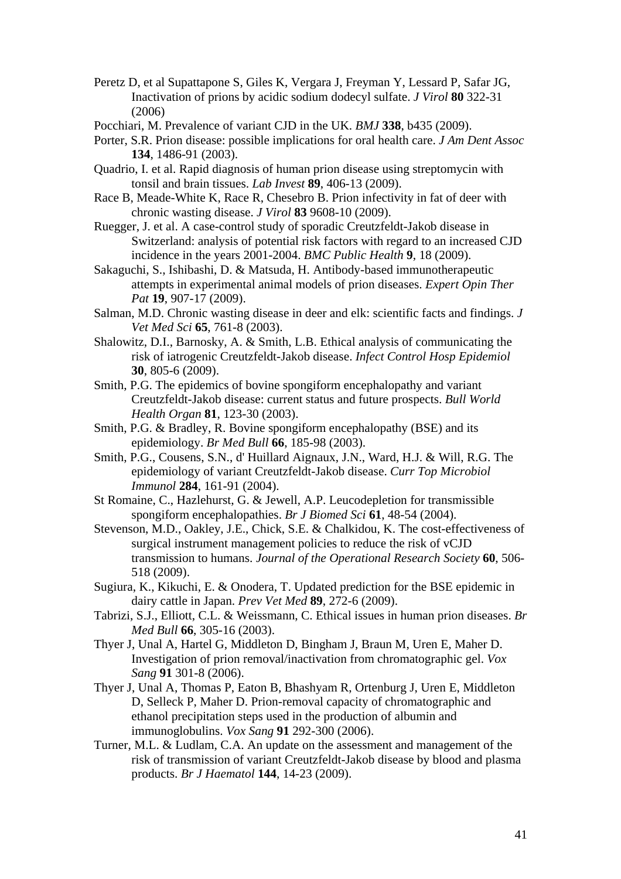Peretz D, et al Supattapone S, Giles K, Vergara J, Freyman Y, Lessard P, Safar JG, Inactivation of prions by acidic sodium dodecyl sulfate. *J Virol* **80** 322-31 (2006)

Pocchiari, M. Prevalence of variant CJD in the UK. *BMJ* **338**, b435 (2009).

Porter, S.R. Prion disease: possible implications for oral health care. *J Am Dent Assoc* **134**, 1486-91 (2003).

Quadrio, I. et al. Rapid diagnosis of human prion disease using streptomycin with tonsil and brain tissues. *Lab Invest* **89**, 406-13 (2009).

Race B, Meade-White K, Race R, Chesebro B. Prion infectivity in fat of deer with chronic wasting disease. *J Virol* **83** 9608-10 (2009).

Ruegger, J. et al. A case-control study of sporadic Creutzfeldt-Jakob disease in Switzerland: analysis of potential risk factors with regard to an increased CJD incidence in the years 2001-2004. *BMC Public Health* **9**, 18 (2009).

Sakaguchi, S., Ishibashi, D. & Matsuda, H. Antibody-based immunotherapeutic attempts in experimental animal models of prion diseases. *Expert Opin Ther Pat* **19**, 907-17 (2009).

Salman, M.D. Chronic wasting disease in deer and elk: scientific facts and findings. *J Vet Med Sci* **65**, 761-8 (2003).

Shalowitz, D.I., Barnosky, A. & Smith, L.B. Ethical analysis of communicating the risk of iatrogenic Creutzfeldt-Jakob disease. *Infect Control Hosp Epidemiol* **30**, 805-6 (2009).

Smith, P.G. The epidemics of bovine spongiform encephalopathy and variant Creutzfeldt-Jakob disease: current status and future prospects. *Bull World Health Organ* **81**, 123-30 (2003).

Smith, P.G. & Bradley, R. Bovine spongiform encephalopathy (BSE) and its epidemiology. *Br Med Bull* **66**, 185-98 (2003).

Smith, P.G., Cousens, S.N., d' Huillard Aignaux, J.N., Ward, H.J. & Will, R.G. The epidemiology of variant Creutzfeldt-Jakob disease. *Curr Top Microbiol Immunol* **284**, 161-91 (2004).

St Romaine, C., Hazlehurst, G. & Jewell, A.P. Leucodepletion for transmissible spongiform encephalopathies. *Br J Biomed Sci* **61**, 48-54 (2004).

Stevenson, M.D., Oakley, J.E., Chick, S.E. & Chalkidou, K. The cost-effectiveness of surgical instrument management policies to reduce the risk of vCJD transmission to humans. *Journal of the Operational Research Society* **60**, 506-518 (2009).

Sugiura, K., Kikuchi, E. & Onodera, T. Updated prediction for the BSE epidemic in dairy cattle in Japan. *Prev Vet Med* **89**, 272-6 (2009).

Tabrizi, S.J., Elliott, C.L. & Weissmann, C. Ethical issues in human prion diseases. *Br Med Bull* **66**, 305-16 (2003).

Thyer J, Unal A, Hartel G, Middleton D, Bingham J, Braun M, Uren E, Maher D. Investigation of prion removal/inactivation from chromatographic gel. *Vox Sang* **91** 301-8 (2006).

Thyer J, Unal A, Thomas P, Eaton B, Bhashyam R, Ortenburg J, Uren E, Middleton D, Selleck P, Maher D. Prion-removal capacity of chromatographic and ethanol precipitation steps used in the production of albumin and immunoglobulins. *Vox Sang* **91** 292-300 (2006).

Turner, M.L. & Ludlam, C.A. An update on the assessment and management of the risk of transmission of variant Creutzfeldt-Jakob disease by blood and plasma products. *Br J Haematol* **144**, 14-23 (2009).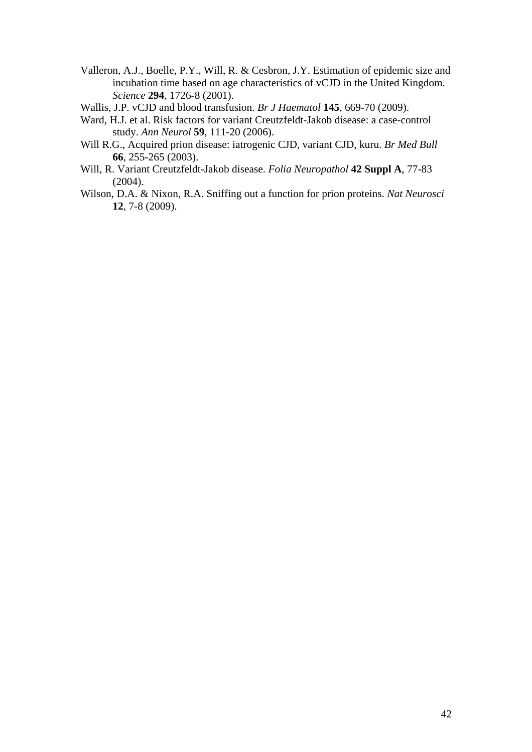Valleron, A.J., Boelle, P.Y., Will, R. & Cesbron, J.Y. Estimation of epidemic size and incubation time based on age characteristics of vCJD in the United Kingdom. *Science* **294**, 1726-8 (2001).

Wallis, J.P. vCJD and blood transfusion. *Br J Haematol* **145**, 669-70 (2009).

Ward, H.J. et al. Risk factors for variant Creutzfeldt-Jakob disease: a case-control study. *Ann Neurol* **59**, 111-20 (2006).

Will R.G., Acquired prion disease: iatrogenic CJD, variant CJD, kuru. *Br Med Bull* **66**, 255-265 (2003).

Will, R. Variant Creutzfeldt-Jakob disease. *Folia Neuropathol* **42 Suppl A**, 77-83 (2004).

Wilson, D.A. & Nixon, R.A. Sniffing out a function for prion proteins. *Nat Neurosci* **12**, 7-8 (2009).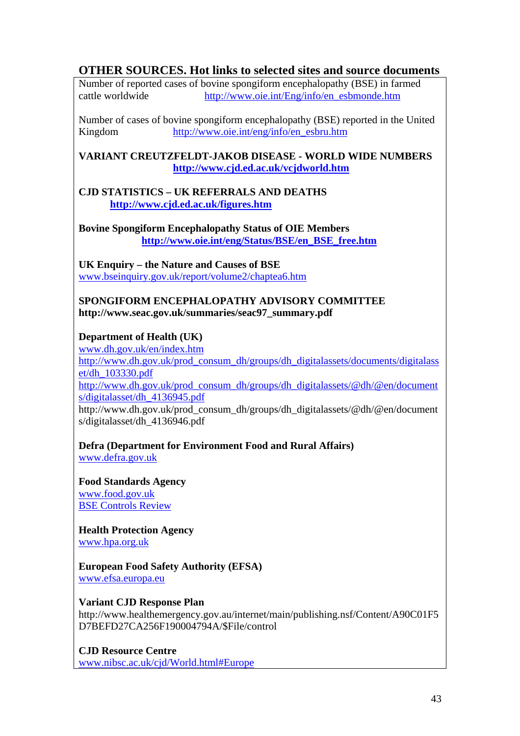## OTHER SOURCES. Hot links to selected sites and source documents

Number of reported cases of bovine spongiform encephalopathy (BSE) in farmed cattle worldwide http://www.oie.int/Eng/info/en_esbmonde.htm

Number of cases of bovine spongiform encephalopathy (BSE) reported in the United Kingdom http://www.oie.int/eng/info/en_esbru.htm

**VARIANT CREUTZFELDT-JAKOB DISEASE - WORLD WIDE NUMBERS**
**http://www.cjd.ed.ac.uk/vcjdworld.htm**

**CJD STATISTICS – UK REFERRALS AND DEATHS**
**http://www.cjd.ed.ac.uk/figures.htm**

**Bovine Spongiform Encephalopathy Status of OIE Members**
**http://www.oie.int/eng/Status/BSE/en_BSE_free.htm**

**UK Enquiry – the Nature and Causes of BSE**
www.bseinquiry.gov.uk/report/volume2/chaptea6.htm

**SPONGIFORM ENCEPHALOPATHY ADVISORY COMMITTEE**
**http://www.seac.gov.uk/summaries/seac97_summary.pdf**

**Department of Health (UK)**
www.dh.gov.uk/en/index.htm
http://www.dh.gov.uk/prod_consum_dh/groups/dh_digitalassets/documents/digitalasset/dh_103330.pdf
http://www.dh.gov.uk/prod_consum_dh/groups/dh_digitalassets/@dh/@en/documents/digitalasset/dh_4136945.pdf
http://www.dh.gov.uk/prod_consum_dh/groups/dh_digitalassets/@dh/@en/documents/digitalasset/dh_4136946.pdf

**Defra (Department for Environment Food and Rural Affairs)**
www.defra.gov.uk

**Food Standards Agency**
www.food.gov.uk
BSE Controls Review

**Health Protection Agency**
www.hpa.org.uk

**European Food Safety Authority (EFSA)**
www.efsa.europa.eu

**Variant CJD Response Plan**
http://www.healthemergency.gov.au/internet/main/publishing.nsf/Content/A90C01F5D7BEFD27CA256F190004794A/$File/control

**CJD Resource Centre**
www.nibsc.ac.uk/cjd/World.html#Europe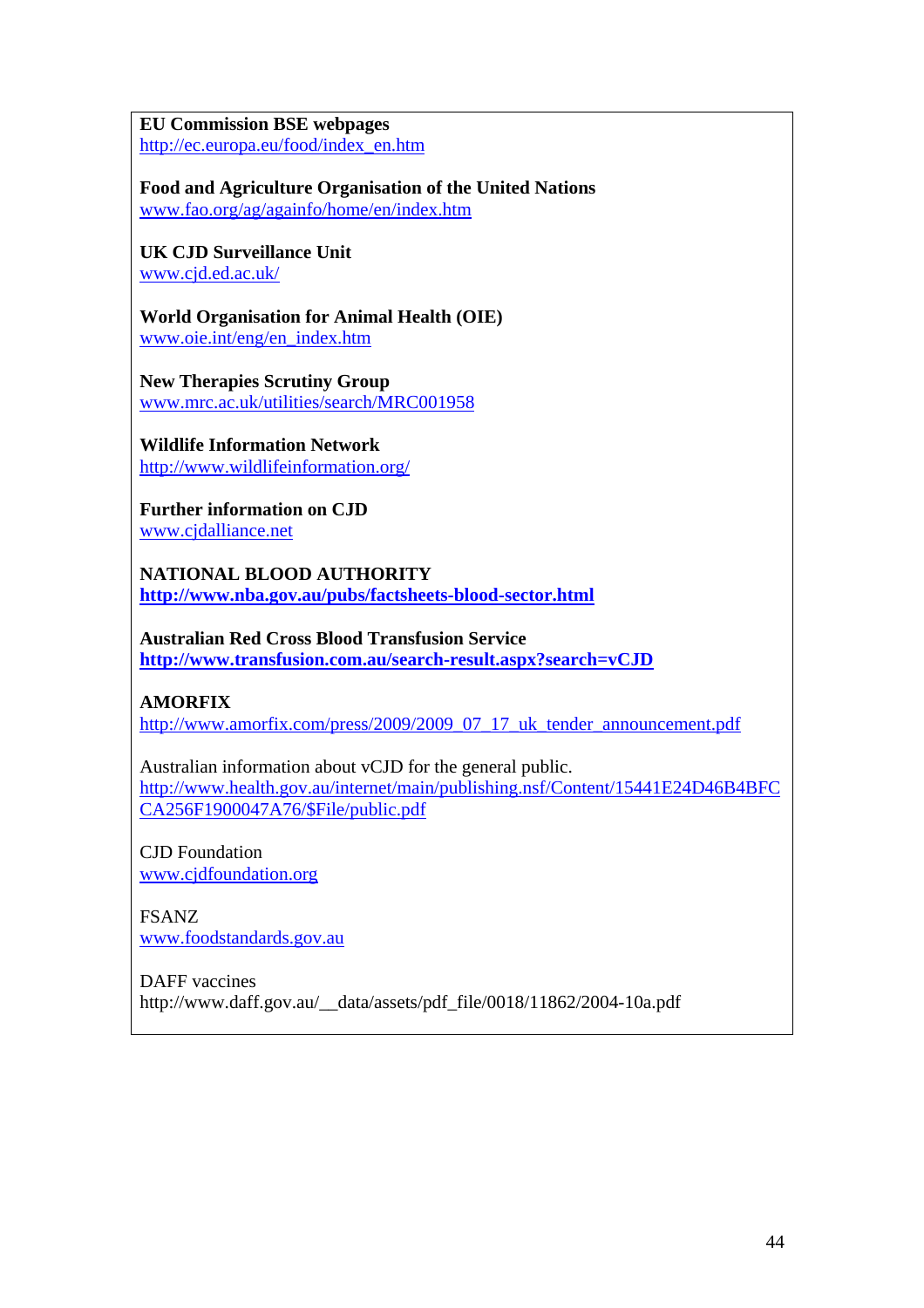**EU Commission BSE webpages**
http://ec.europa.eu/food/index_en.htm

**Food and Agriculture Organisation of the United Nations**
www.fao.org/ag/againfo/home/en/index.htm

**UK CJD Surveillance Unit**
www.cjd.ed.ac.uk/

**World Organisation for Animal Health (OIE)**
www.oie.int/eng/en_index.htm

**New Therapies Scrutiny Group**
www.mrc.ac.uk/utilities/search/MRC001958

**Wildlife Information Network**
http://www.wildlifeinformation.org/

**Further information on CJD**
www.cjdalliance.net

**NATIONAL BLOOD AUTHORITY**
**http://www.nba.gov.au/pubs/factsheets-blood-sector.html**

**Australian Red Cross Blood Transfusion Service**
**http://www.transfusion.com.au/search-result.aspx?search=vCJD**

**AMORFIX**
http://www.amorfix.com/press/2009/2009_07_17_uk_tender_announcement.pdf

Australian information about vCJD for the general public.
http://www.health.gov.au/internet/main/publishing.nsf/Content/15441E24D46B4BFCCA256F1900047A76/$File/public.pdf

CJD Foundation
www.cjdfoundation.org

FSANZ
www.foodstandards.gov.au

DAFF vaccines
http://www.daff.gov.au/__data/assets/pdf_file/0018/11862/2004-10a.pdf